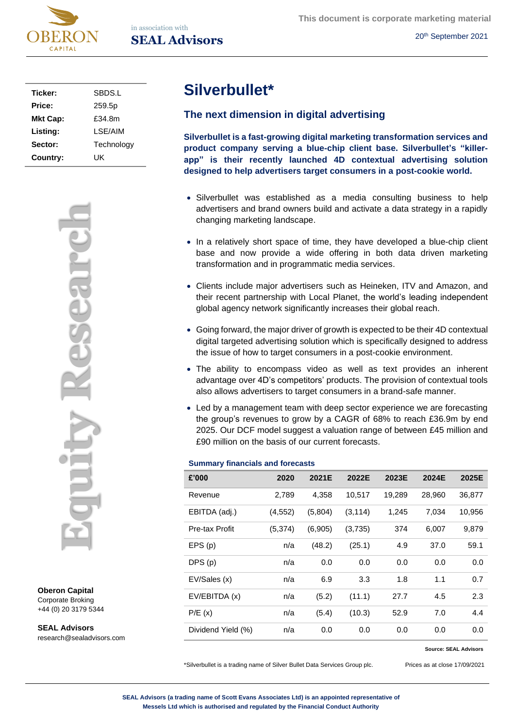This document is corporate marketing material

20th September 2021

| Ticker: | SBDS.L |
| --- | --- |
| Price: | 259.5p |
| Mkt Cap: | £34.8m |
| Listing: | LSE/AIM |
| Sector: | Technology |
| Country: | UK |

Equity Research

**Oberon Capital**
Corporate Broking
+44 (0) 20 3179 5344

**SEAL Advisors**
research@sealadvisors.com

# Silverbullet*

## The next dimension in digital advertising

**Silverbullet is a fast-growing digital marketing transformation services and product company serving a blue-chip client base. Silverbullet's "killer-app" is their recently launched 4D contextual advertising solution designed to help advertisers target consumers in a post-cookie world.**

- Silverbullet was established as a media consulting business to help advertisers and brand owners build and activate a data strategy in a rapidly changing marketing landscape.
- In a relatively short space of time, they have developed a blue-chip client base and now provide a wide offering in both data driven marketing transformation and in programmatic media services.
- Clients include major advertisers such as Heineken, ITV and Amazon, and their recent partnership with Local Planet, the world's leading independent global agency network significantly increases their global reach.
- Going forward, the major driver of growth is expected to be their 4D contextual digital targeted advertising solution which is specifically designed to address the issue of how to target consumers in a post-cookie environment.
- The ability to encompass video as well as text provides an inherent advantage over 4D's competitors' products. The provision of contextual tools also allows advertisers to target consumers in a brand-safe manner.
- Led by a management team with deep sector experience we are forecasting the group's revenues to grow by a CAGR of 68% to reach £36.9m by end 2025. Our DCF model suggest a valuation range of between £45 million and £90 million on the basis of our current forecasts.

**Summary financials and forecasts**

| £'000 | 2020 | 2021E | 2022E | 2023E | 2024E | 2025E |
| --- | --- | --- | --- | --- | --- | --- |
| Revenue | 2,789 | 4,358 | 10,517 | 19,289 | 28,960 | 36,877 |
| EBITDA (adj.) | (4,552) | (5,804) | (3,114) | 1,245 | 7,034 | 10,956 |
| Pre-tax Profit | (5,374) | (6,905) | (3,735) | 374 | 6,007 | 9,879 |
| EPS (p) | n/a | (48.2) | (25.1) | 4.9 | 37.0 | 59.1 |
| DPS (p) | n/a | 0.0 | 0.0 | 0.0 | 0.0 | 0.0 |
| EV/Sales (x) | n/a | 6.9 | 3.3 | 1.8 | 1.1 | 0.7 |
| EV/EBITDA (x) | n/a | (5.2) | (11.1) | 27.7 | 4.5 | 2.3 |
| P/E (x) | n/a | (5.4) | (10.3) | 52.9 | 7.0 | 4.4 |
| Dividend Yield (%) | n/a | 0.0 | 0.0 | 0.0 | 0.0 | 0.0 |

Source: SEAL Advisors

*Silverbullet is a trading name of Silver Bullet Data Services Group plc.

Prices as at close 17/09/2021

**SEAL Advisors (a trading name of Scott Evans Associates Ltd) is an appointed representative of Messels Ltd which is authorised and regulated by the Financial Conduct Authority**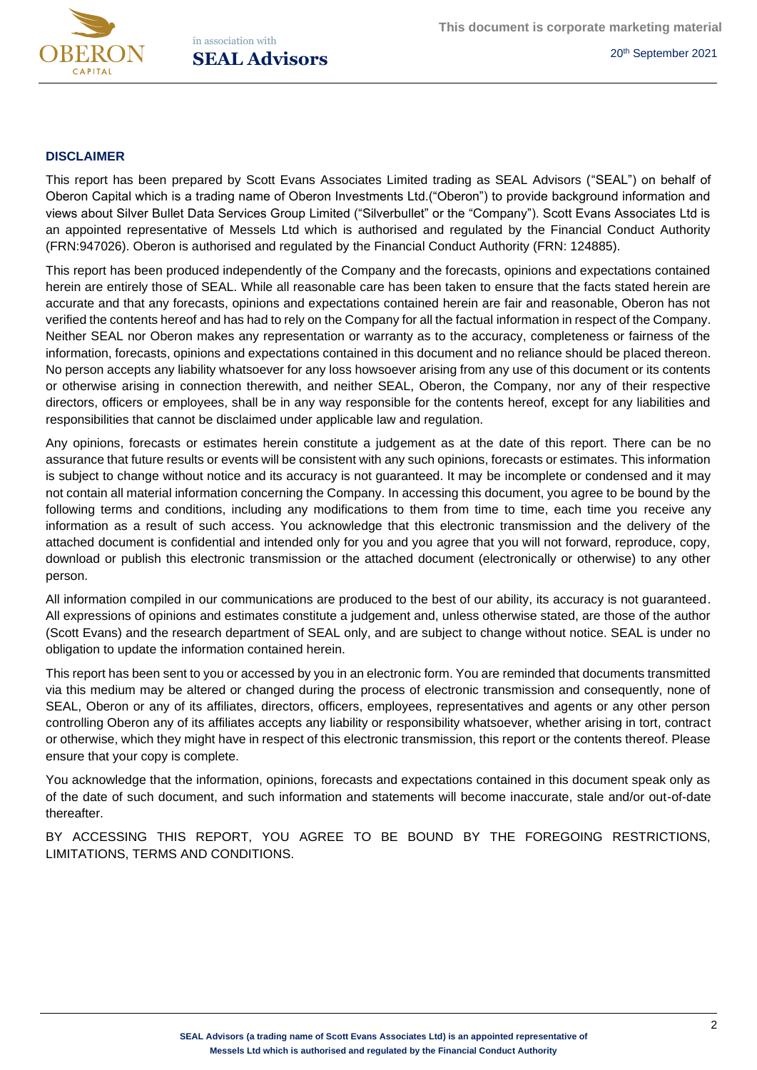## DISCLAIMER

This report has been prepared by Scott Evans Associates Limited trading as SEAL Advisors ("SEAL") on behalf of Oberon Capital which is a trading name of Oberon Investments Ltd.("Oberon") to provide background information and views about Silver Bullet Data Services Group Limited ("Silverbullet" or the "Company"). Scott Evans Associates Ltd is an appointed representative of Messels Ltd which is authorised and regulated by the Financial Conduct Authority (FRN:947026). Oberon is authorised and regulated by the Financial Conduct Authority (FRN: 124885).

This report has been produced independently of the Company and the forecasts, opinions and expectations contained herein are entirely those of SEAL. While all reasonable care has been taken to ensure that the facts stated herein are accurate and that any forecasts, opinions and expectations contained herein are fair and reasonable, Oberon has not verified the contents hereof and has had to rely on the Company for all the factual information in respect of the Company. Neither SEAL nor Oberon makes any representation or warranty as to the accuracy, completeness or fairness of the information, forecasts, opinions and expectations contained in this document and no reliance should be placed thereon. No person accepts any liability whatsoever for any loss howsoever arising from any use of this document or its contents or otherwise arising in connection therewith, and neither SEAL, Oberon, the Company, nor any of their respective directors, officers or employees, shall be in any way responsible for the contents hereof, except for any liabilities and responsibilities that cannot be disclaimed under applicable law and regulation.

Any opinions, forecasts or estimates herein constitute a judgement as at the date of this report. There can be no assurance that future results or events will be consistent with any such opinions, forecasts or estimates. This information is subject to change without notice and its accuracy is not guaranteed. It may be incomplete or condensed and it may not contain all material information concerning the Company. In accessing this document, you agree to be bound by the following terms and conditions, including any modifications to them from time to time, each time you receive any information as a result of such access. You acknowledge that this electronic transmission and the delivery of the attached document is confidential and intended only for you and you agree that you will not forward, reproduce, copy, download or publish this electronic transmission or the attached document (electronically or otherwise) to any other person.

All information compiled in our communications are produced to the best of our ability, its accuracy is not guaranteed. All expressions of opinions and estimates constitute a judgement and, unless otherwise stated, are those of the author (Scott Evans) and the research department of SEAL only, and are subject to change without notice. SEAL is under no obligation to update the information contained herein.

This report has been sent to you or accessed by you in an electronic form. You are reminded that documents transmitted via this medium may be altered or changed during the process of electronic transmission and consequently, none of SEAL, Oberon or any of its affiliates, directors, officers, employees, representatives and agents or any other person controlling Oberon any of its affiliates accepts any liability or responsibility whatsoever, whether arising in tort, contract or otherwise, which they might have in respect of this electronic transmission, this report or the contents thereof. Please ensure that your copy is complete.

You acknowledge that the information, opinions, forecasts and expectations contained in this document speak only as of the date of such document, and such information and statements will become inaccurate, stale and/or out-of-date thereafter.

BY ACCESSING THIS REPORT, YOU AGREE TO BE BOUND BY THE FOREGOING RESTRICTIONS, LIMITATIONS, TERMS AND CONDITIONS.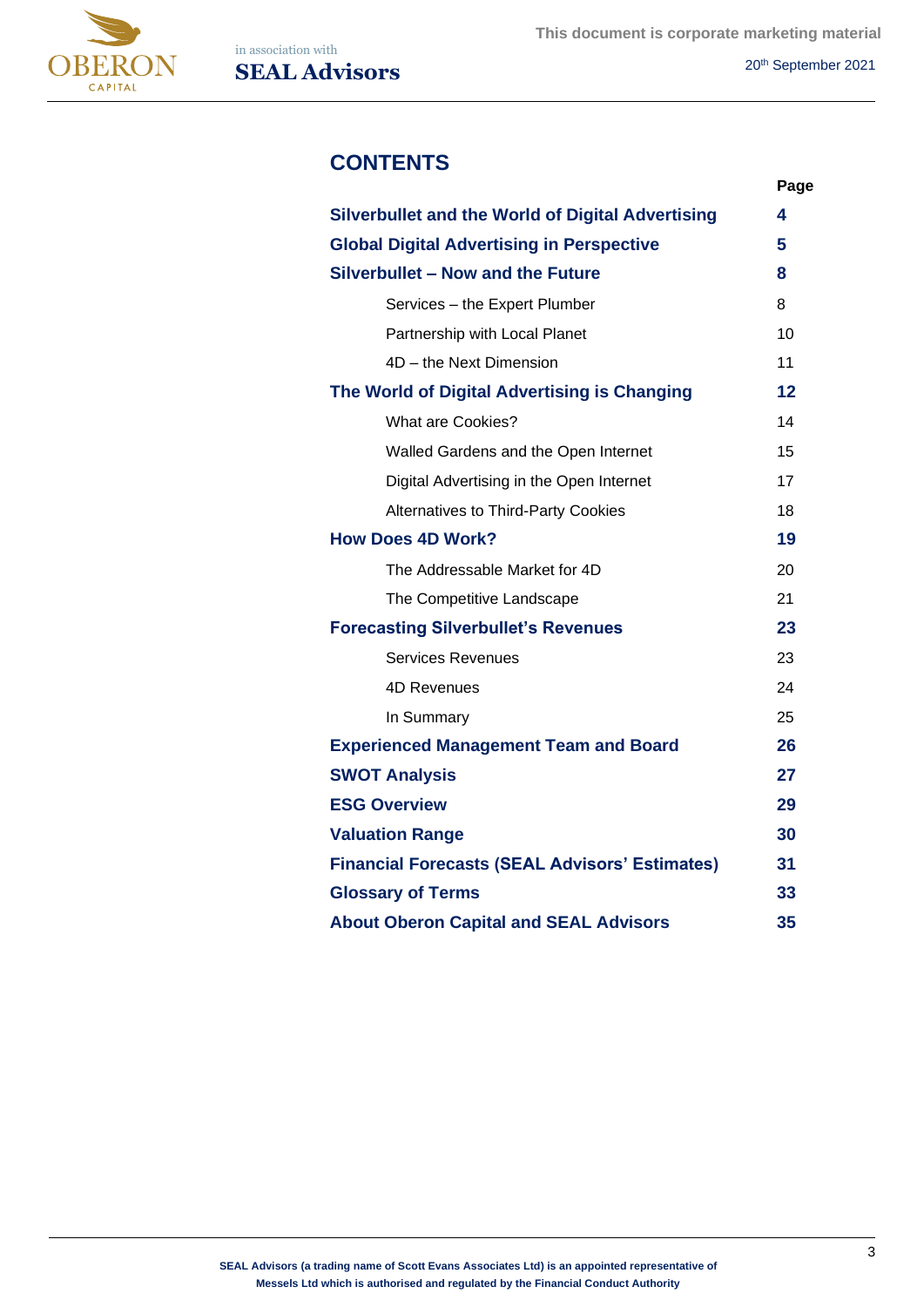## CONTENTS

| | Page |
|---|---|
| **Silverbullet and the World of Digital Advertising** | **4** |
| **Global Digital Advertising in Perspective** | **5** |
| **Silverbullet – Now and the Future** | **8** |
| Services – the Expert Plumber | 8 |
| Partnership with Local Planet | 10 |
| 4D – the Next Dimension | 11 |
| **The World of Digital Advertising is Changing** | **12** |
| What are Cookies? | 14 |
| Walled Gardens and the Open Internet | 15 |
| Digital Advertising in the Open Internet | 17 |
| Alternatives to Third-Party Cookies | 18 |
| **How Does 4D Work?** | **19** |
| The Addressable Market for 4D | 20 |
| The Competitive Landscape | 21 |
| **Forecasting Silverbullet's Revenues** | **23** |
| Services Revenues | 23 |
| 4D Revenues | 24 |
| In Summary | 25 |
| **Experienced Management Team and Board** | **26** |
| **SWOT Analysis** | **27** |
| **ESG Overview** | **29** |
| **Valuation Range** | **30** |
| **Financial Forecasts (SEAL Advisors' Estimates)** | **31** |
| **Glossary of Terms** | **33** |
| **About Oberon Capital and SEAL Advisors** | **35** |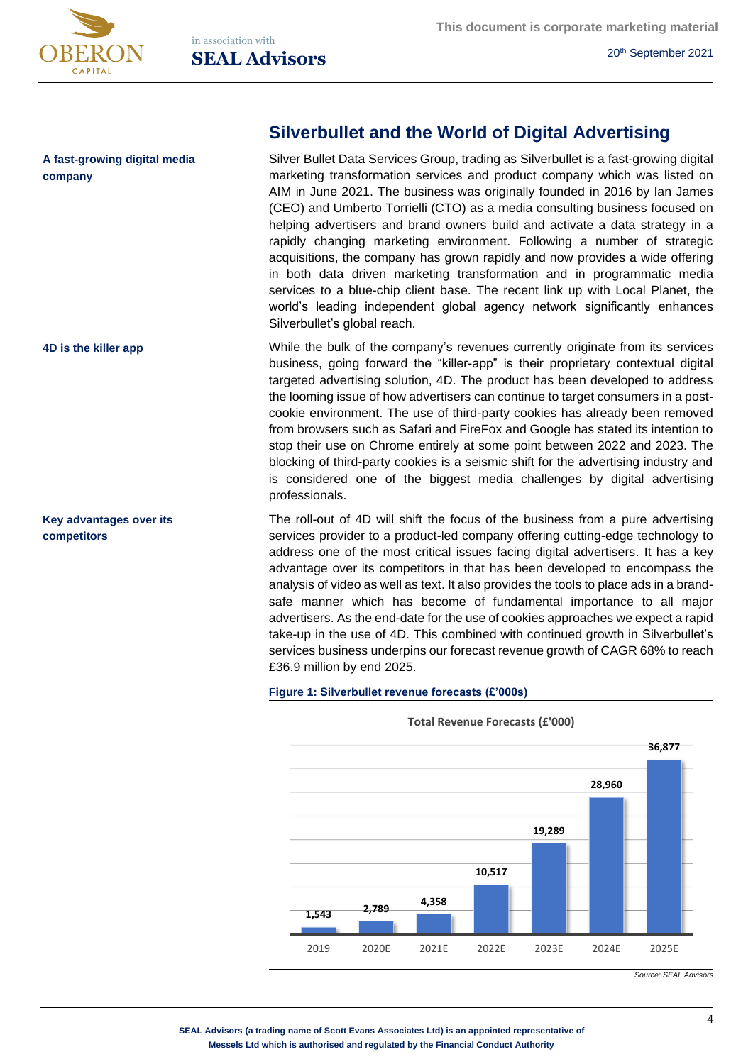## Silverbullet and the World of Digital Advertising

**A fast-growing digital media company**

Silver Bullet Data Services Group, trading as Silverbullet is a fast-growing digital marketing transformation services and product company which was listed on AIM in June 2021. The business was originally founded in 2016 by Ian James (CEO) and Umberto Torrielli (CTO) as a media consulting business focused on helping advertisers and brand owners build and activate a data strategy in a rapidly changing marketing environment. Following a number of strategic acquisitions, the company has grown rapidly and now provides a wide offering in both data driven marketing transformation and in programmatic media services to a blue-chip client base. The recent link up with Local Planet, the world's leading independent global agency network significantly enhances Silverbullet's global reach.

**4D is the killer app**

While the bulk of the company's revenues currently originate from its services business, going forward the "killer-app" is their proprietary contextual digital targeted advertising solution, 4D. The product has been developed to address the looming issue of how advertisers can continue to target consumers in a post-cookie environment. The use of third-party cookies has already been removed from browsers such as Safari and FireFox and Google has stated its intention to stop their use on Chrome entirely at some point between 2022 and 2023. The blocking of third-party cookies is a seismic shift for the advertising industry and is considered one of the biggest media challenges by digital advertising professionals.

**Key advantages over its competitors**

The roll-out of 4D will shift the focus of the business from a pure advertising services provider to a product-led company offering cutting-edge technology to address one of the most critical issues facing digital advertisers. It has a key advantage over its competitors in that has been developed to encompass the analysis of video as well as text. It also provides the tools to place ads in a brand-safe manner which has become of fundamental importance to all major advertisers. As the end-date for the use of cookies approaches we expect a rapid take-up in the use of 4D. This combined with continued growth in Silverbullet's services business underpins our forecast revenue growth of CAGR 68% to reach £36.9 million by end 2025.

**Figure 1: Silverbullet revenue forecasts (£'000s)**

Total Revenue Forecasts (£'000)

| Year | Revenue (£'000) |
|---|---|
| 2019 | 1,543 |
| 2020E | 2,789 |
| 2021E | 4,358 |
| 2022E | 10,517 |
| 2023E | 19,289 |
| 2024E | 28,960 |
| 2025E | 36,877 |

*Source: SEAL Advisors*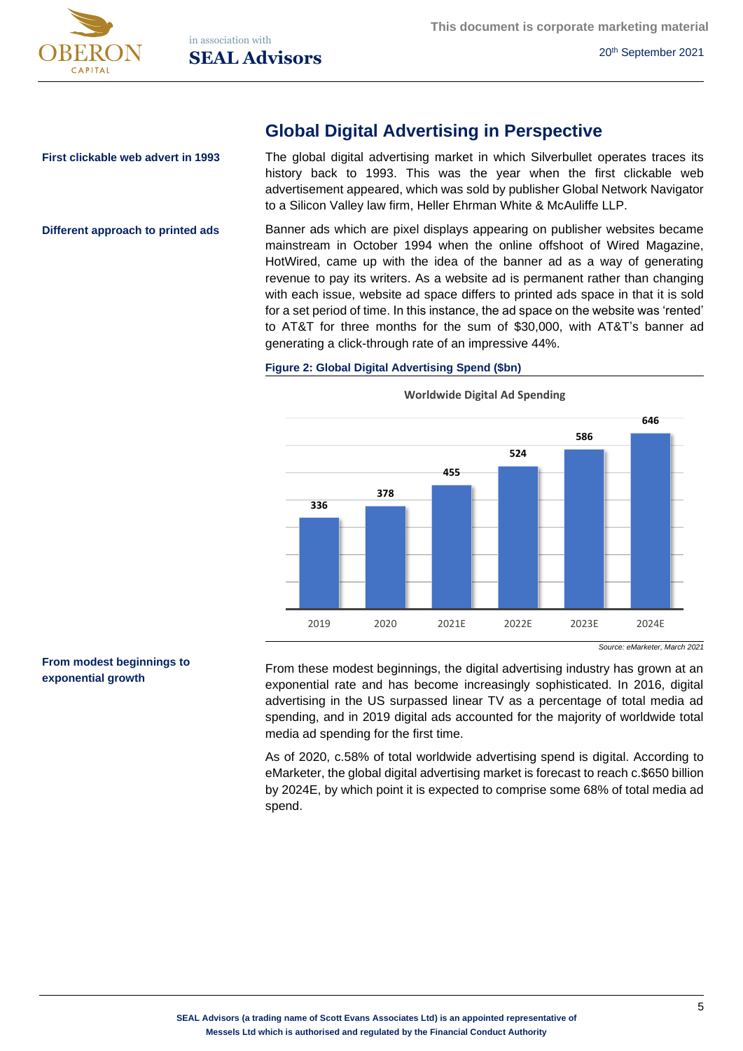## Global Digital Advertising in Perspective

**First clickable web advert in 1993**

The global digital advertising market in which Silverbullet operates traces its history back to 1993. This was the year when the first clickable web advertisement appeared, which was sold by publisher Global Network Navigator to a Silicon Valley law firm, Heller Ehrman White & McAuliffe LLP.

**Different approach to printed ads**

Banner ads which are pixel displays appearing on publisher websites became mainstream in October 1994 when the online offshoot of Wired Magazine, HotWired, came up with the idea of the banner ad as a way of generating revenue to pay its writers. As a website ad is permanent rather than changing with each issue, website ad space differs to printed ads space in that it is sold for a set period of time. In this instance, the ad space on the website was 'rented' to AT&T for three months for the sum of $30,000, with AT&T's banner ad generating a click-through rate of an impressive 44%.

**Figure 2: Global Digital Advertising Spend ($bn)**

Worldwide Digital Ad Spending

| 2019 | 2020 | 2021E | 2022E | 2023E | 2024E |
|---|---|---|---|---|---|
| 336 | 378 | 455 | 524 | 586 | 646 |

*Source: eMarketer, March 2021*

**From modest beginnings to exponential growth**

From these modest beginnings, the digital advertising industry has grown at an exponential rate and has become increasingly sophisticated. In 2016, digital advertising in the US surpassed linear TV as a percentage of total media ad spending, and in 2019 digital ads accounted for the majority of worldwide total media ad spending for the first time.

As of 2020, c.58% of total worldwide advertising spend is digital. According to eMarketer, the global digital advertising market is forecast to reach c.$650 billion by 2024E, by which point it is expected to comprise some 68% of total media ad spend.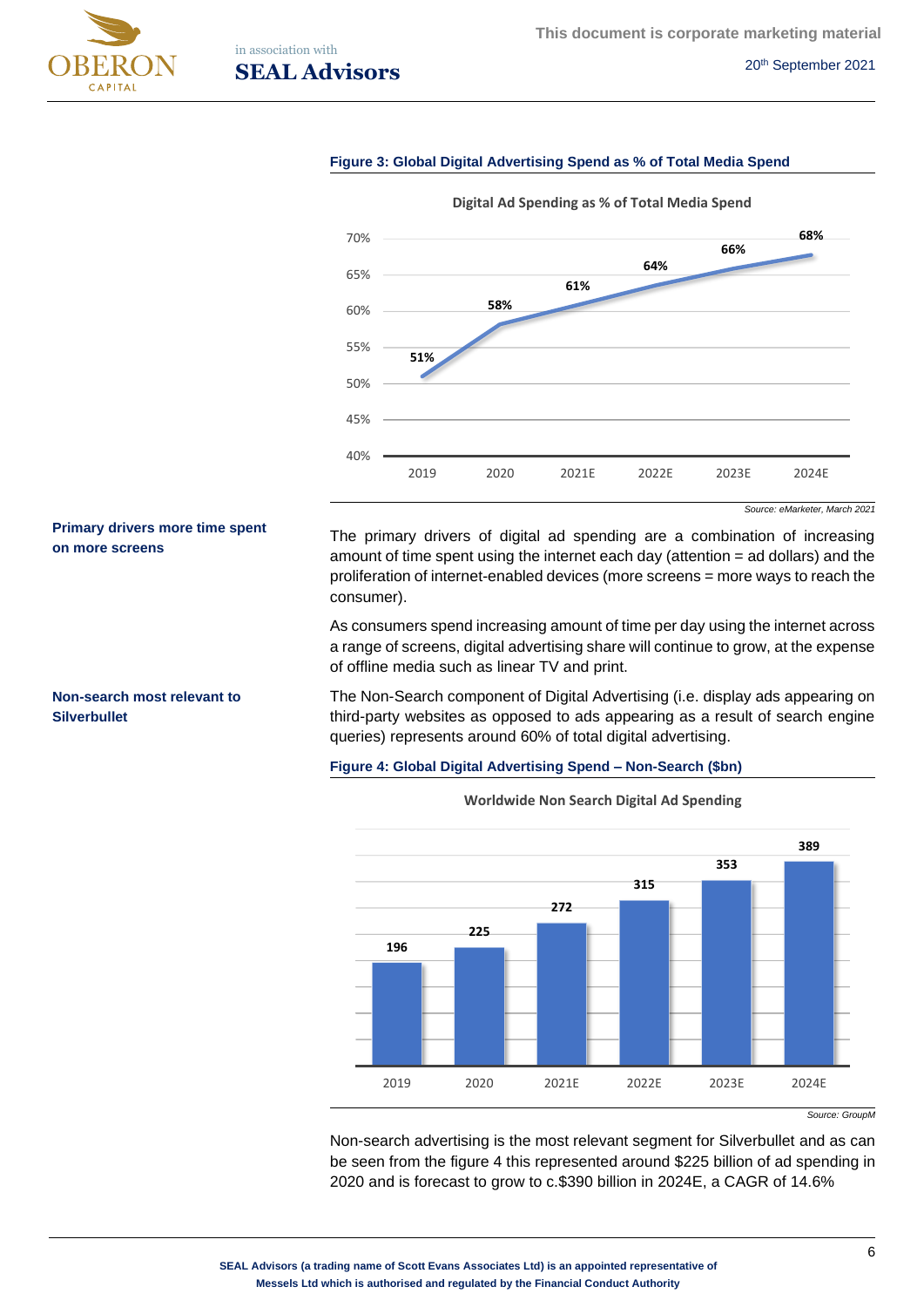**Figure 3: Global Digital Advertising Spend as % of Total Media Spend**

Digital Ad Spending as % of Total Media Spend

| 2019 | 2020 | 2021E | 2022E | 2023E | 2024E |
|---|---|---|---|---|---|
| 51% | 58% | 61% | 64% | 66% | 68% |

*Source: eMarketer, March 2021*

**Primary drivers more time spent on more screens**

The primary drivers of digital ad spending are a combination of increasing amount of time spent using the internet each day (attention = ad dollars) and the proliferation of internet-enabled devices (more screens = more ways to reach the consumer).

As consumers spend increasing amount of time per day using the internet across a range of screens, digital advertising share will continue to grow, at the expense of offline media such as linear TV and print.

**Non-search most relevant to Silverbullet**

The Non-Search component of Digital Advertising (i.e. display ads appearing on third-party websites as opposed to ads appearing as a result of search engine queries) represents around 60% of total digital advertising.

**Figure 4: Global Digital Advertising Spend – Non-Search ($bn)**

Worldwide Non Search Digital Ad Spending

| 2019 | 2020 | 2021E | 2022E | 2023E | 2024E |
|---|---|---|---|---|---|
| 196 | 225 | 272 | 315 | 353 | 389 |

*Source: GroupM*

Non-search advertising is the most relevant segment for Silverbullet and as can be seen from the figure 4 this represented around $225 billion of ad spending in 2020 and is forecast to grow to c.$390 billion in 2024E, a CAGR of 14.6%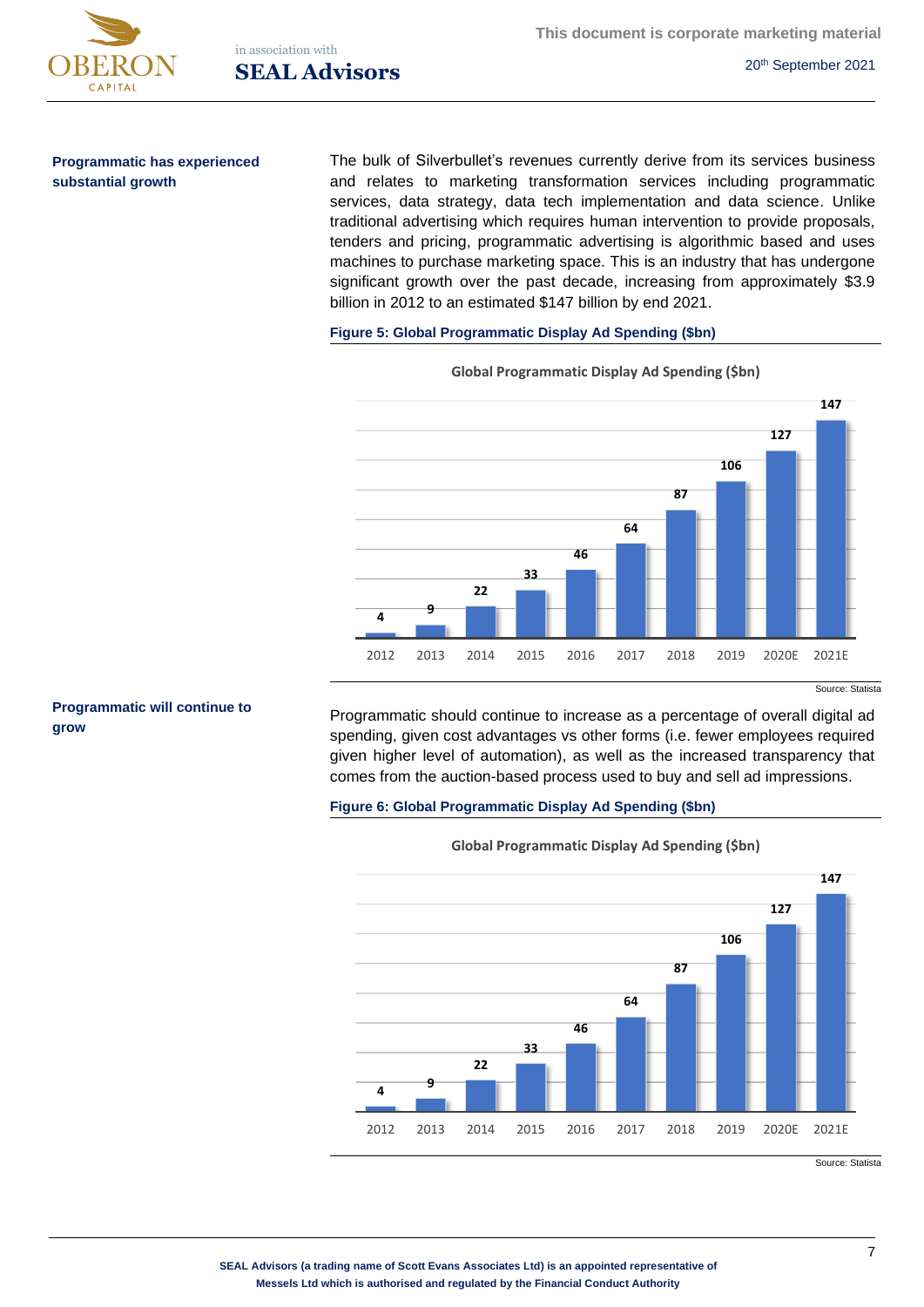**Programmatic has experienced substantial growth**

The bulk of Silverbullet's revenues currently derive from its services business and relates to marketing transformation services including programmatic services, data strategy, data tech implementation and data science. Unlike traditional advertising which requires human intervention to provide proposals, tenders and pricing, programmatic advertising is algorithmic based and uses machines to purchase marketing space. This is an industry that has undergone significant growth over the past decade, increasing from approximately $3.9 billion in 2012 to an estimated $147 billion by end 2021.

**Figure 5: Global Programmatic Display Ad Spending ($bn)**

Global Programmatic Display Ad Spending ($bn)

| Year | 2012 | 2013 | 2014 | 2015 | 2016 | 2017 | 2018 | 2019 | 2020E | 2021E |
|---|---|---|---|---|---|---|---|---|---|---|
| $bn | 4 | 9 | 22 | 33 | 46 | 64 | 87 | 106 | 127 | 147 |

Source: Statista

**Programmatic will continue to grow**

Programmatic should continue to increase as a percentage of overall digital ad spending, given cost advantages vs other forms (i.e. fewer employees required given higher level of automation), as well as the increased transparency that comes from the auction-based process used to buy and sell ad impressions.

**Figure 6: Global Programmatic Display Ad Spending ($bn)**

Global Programmatic Display Ad Spending ($bn)

| Year | 2012 | 2013 | 2014 | 2015 | 2016 | 2017 | 2018 | 2019 | 2020E | 2021E |
|---|---|---|---|---|---|---|---|---|---|---|
| $bn | 4 | 9 | 22 | 33 | 46 | 64 | 87 | 106 | 127 | 147 |

Source: Statista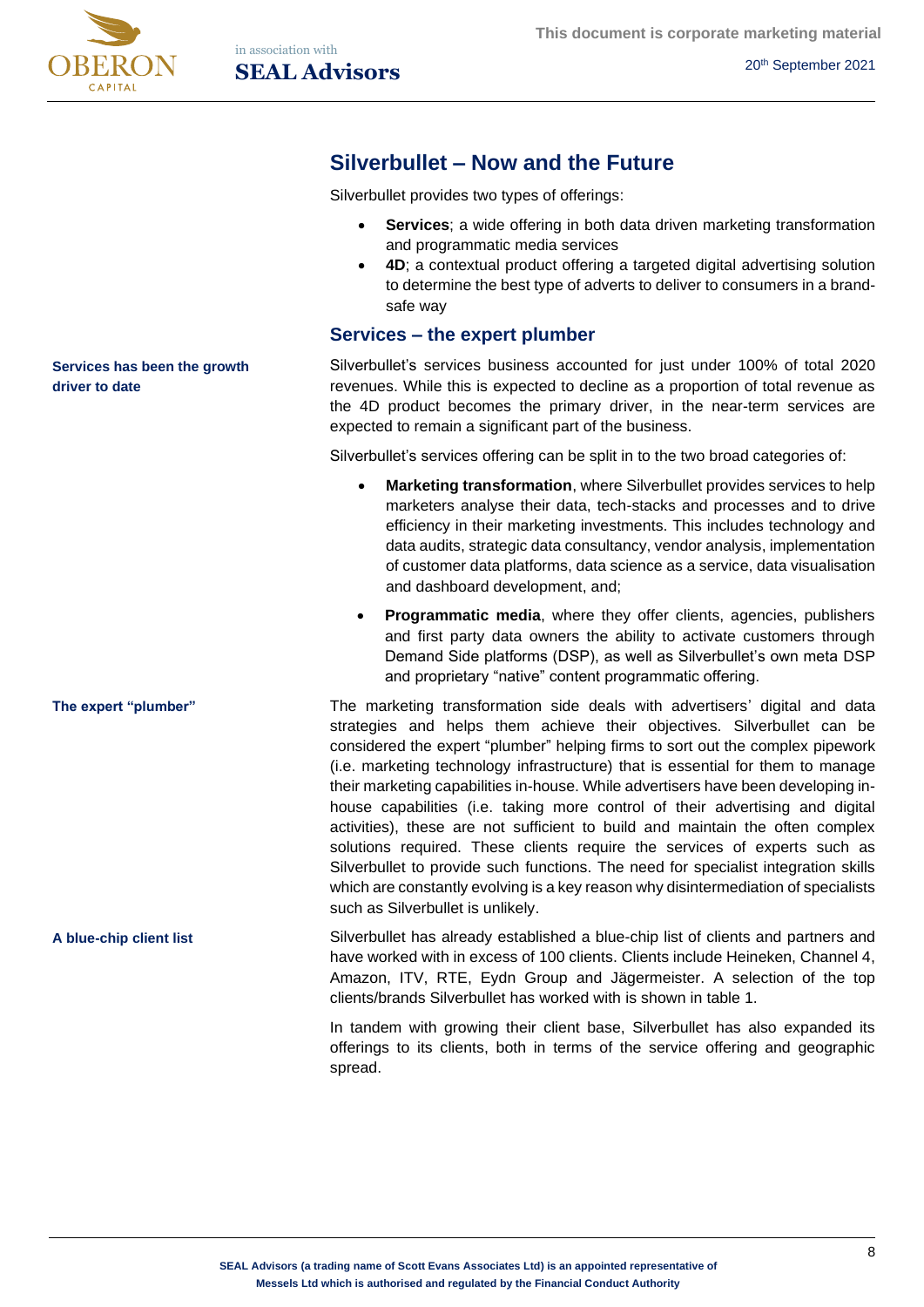## Silverbullet – Now and the Future

Silverbullet provides two types of offerings:

- **Services**; a wide offering in both data driven marketing transformation and programmatic media services
- **4D**; a contextual product offering a targeted digital advertising solution to determine the best type of adverts to deliver to consumers in a brand-safe way

### Services – the expert plumber

**Services has been the growth driver to date**

Silverbullet's services business accounted for just under 100% of total 2020 revenues. While this is expected to decline as a proportion of total revenue as the 4D product becomes the primary driver, in the near-term services are expected to remain a significant part of the business.

Silverbullet's services offering can be split in to the two broad categories of:

- **Marketing transformation**, where Silverbullet provides services to help marketers analyse their data, tech-stacks and processes and to drive efficiency in their marketing investments. This includes technology and data audits, strategic data consultancy, vendor analysis, implementation of customer data platforms, data science as a service, data visualisation and dashboard development, and;
- **Programmatic media**, where they offer clients, agencies, publishers and first party data owners the ability to activate customers through Demand Side platforms (DSP), as well as Silverbullet's own meta DSP and proprietary "native" content programmatic offering.

**The expert "plumber"**

The marketing transformation side deals with advertisers' digital and data strategies and helps them achieve their objectives. Silverbullet can be considered the expert "plumber" helping firms to sort out the complex pipework (i.e. marketing technology infrastructure) that is essential for them to manage their marketing capabilities in-house. While advertisers have been developing in-house capabilities (i.e. taking more control of their advertising and digital activities), these are not sufficient to build and maintain the often complex solutions required. These clients require the services of experts such as Silverbullet to provide such functions. The need for specialist integration skills which are constantly evolving is a key reason why disintermediation of specialists such as Silverbullet is unlikely.

**A blue-chip client list**

Silverbullet has already established a blue-chip list of clients and partners and have worked with in excess of 100 clients. Clients include Heineken, Channel 4, Amazon, ITV, RTE, Eydn Group and Jägermeister. A selection of the top clients/brands Silverbullet has worked with is shown in table 1.

In tandem with growing their client base, Silverbullet has also expanded its offerings to its clients, both in terms of the service offering and geographic spread.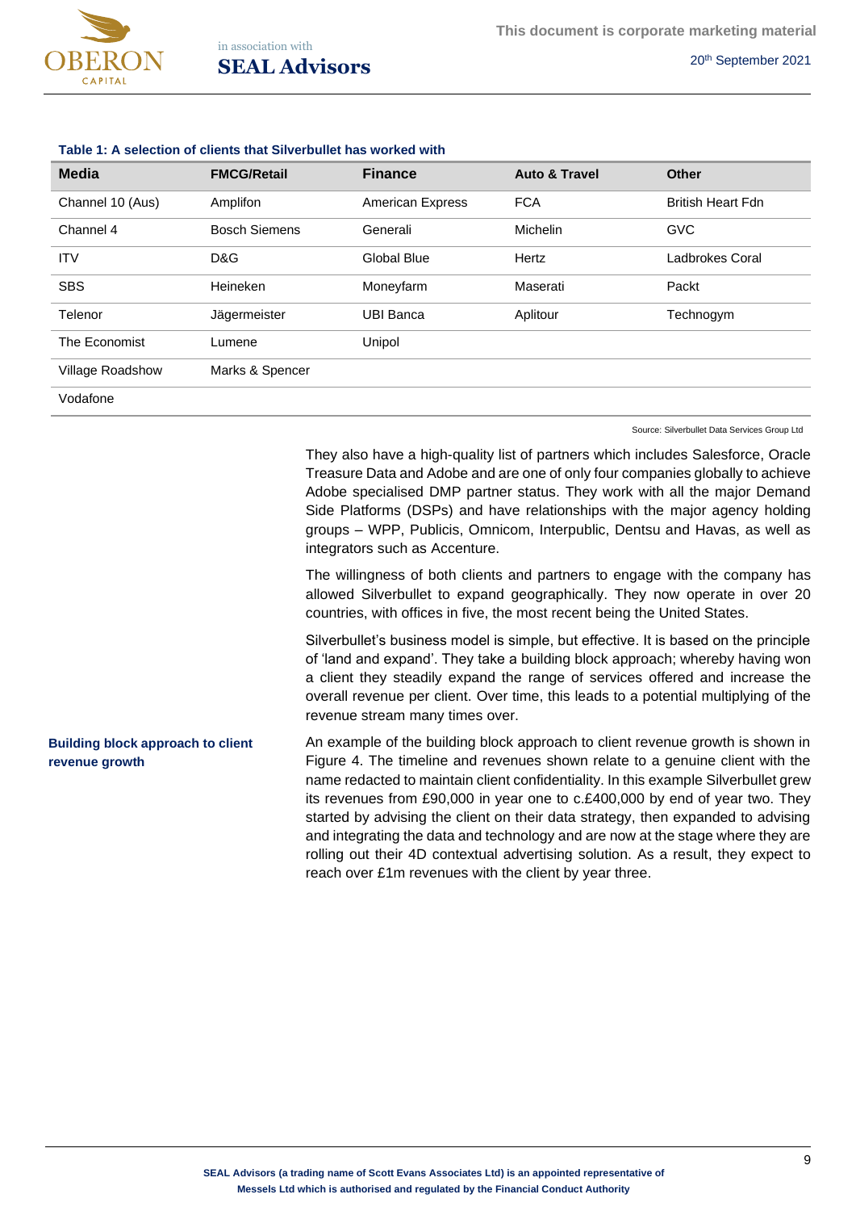**Table 1: A selection of clients that Silverbullet has worked with**

| Media | FMCG/Retail | Finance | Auto & Travel | Other |
|---|---|---|---|---|
| Channel 10 (Aus) | Amplifon | American Express | FCA | British Heart Fdn |
| Channel 4 | Bosch Siemens | Generali | Michelin | GVC |
| ITV | D&G | Global Blue | Hertz | Ladbrokes Coral |
| SBS | Heineken | Moneyfarm | Maserati | Packt |
| Telenor | Jägermeister | UBI Banca | Aplitour | Technogym |
| The Economist | Lumene | Unipol | | |
| Village Roadshow | Marks & Spencer | | | |
| Vodafone | | | | |

Source: Silverbullet Data Services Group Ltd

They also have a high-quality list of partners which includes Salesforce, Oracle Treasure Data and Adobe and are one of only four companies globally to achieve Adobe specialised DMP partner status. They work with all the major Demand Side Platforms (DSPs) and have relationships with the major agency holding groups – WPP, Publicis, Omnicom, Interpublic, Dentsu and Havas, as well as integrators such as Accenture.

The willingness of both clients and partners to engage with the company has allowed Silverbullet to expand geographically. They now operate in over 20 countries, with offices in five, the most recent being the United States.

Silverbullet's business model is simple, but effective. It is based on the principle of 'land and expand'. They take a building block approach; whereby having won a client they steadily expand the range of services offered and increase the overall revenue per client. Over time, this leads to a potential multiplying of the revenue stream many times over.

**Building block approach to client revenue growth**

An example of the building block approach to client revenue growth is shown in Figure 4. The timeline and revenues shown relate to a genuine client with the name redacted to maintain client confidentiality. In this example Silverbullet grew its revenues from £90,000 in year one to c.£400,000 by end of year two. They started by advising the client on their data strategy, then expanded to advising and integrating the data and technology and are now at the stage where they are rolling out their 4D contextual advertising solution. As a result, they expect to reach over £1m revenues with the client by year three.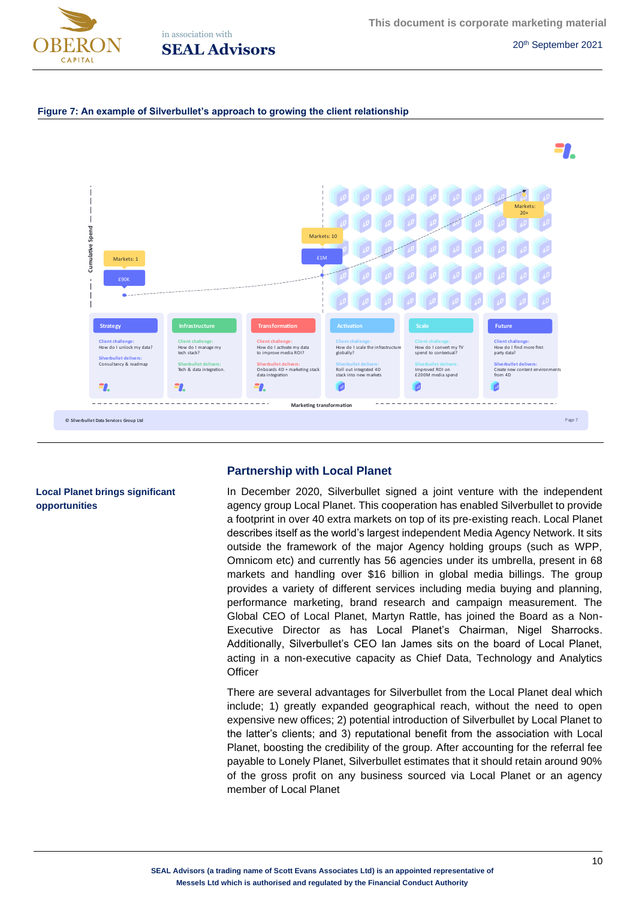**Figure 7: An example of Silverbullet's approach to growing the client relationship**

Cumulative Spend

Markets: 1 — £90K

Markets: 10 — £1M

Markets: 20+

| Strategy | Infrastructure | Transformation | Activation | Scale | Future |
|---|---|---|---|---|---|
| Client challenge: How do I unlock my data? | Client challenge: How do I manage my tech stack? | Client challenge: How do I activate my data to improve media ROI? | Client challenge: How do I scale the infrastructure globally? | Client challenge: How do I convert my TV spend to contextual? | Client challenge: How do I find more first party data? |
| Silverbullet delivers: Consultancy & roadmap | Silverbullet delivers: Tech & data integration. | Silverbullet delivers: Onboards 4D + marketing stack data integration | Silverbullet delivers: Roll out integrated 4D stack into new markets | Silverbullet delivers: Improved ROI on £200M media spend | Silverbullet delivers: Create new content environments from 4D |

Marketing transformation

© Silverbullet Data Services Group Ltd

## Partnership with Local Planet

**Local Planet brings significant opportunities**

In December 2020, Silverbullet signed a joint venture with the independent agency group Local Planet. This cooperation has enabled Silverbullet to provide a footprint in over 40 extra markets on top of its pre-existing reach. Local Planet describes itself as the world's largest independent Media Agency Network. It sits outside the framework of the major Agency holding groups (such as WPP, Omnicom etc) and currently has 56 agencies under its umbrella, present in 68 markets and handling over $16 billion in global media billings. The group provides a variety of different services including media buying and planning, performance marketing, brand research and campaign measurement. The Global CEO of Local Planet, Martyn Rattle, has joined the Board as a Non-Executive Director as has Local Planet's Chairman, Nigel Sharrocks. Additionally, Silverbullet's CEO Ian James sits on the board of Local Planet, acting in a non-executive capacity as Chief Data, Technology and Analytics Officer

There are several advantages for Silverbullet from the Local Planet deal which include; 1) greatly expanded geographical reach, without the need to open expensive new offices; 2) potential introduction of Silverbullet by Local Planet to the latter's clients; and 3) reputational benefit from the association with Local Planet, boosting the credibility of the group. After accounting for the referral fee payable to Lonely Planet, Silverbullet estimates that it should retain around 90% of the gross profit on any business sourced via Local Planet or an agency member of Local Planet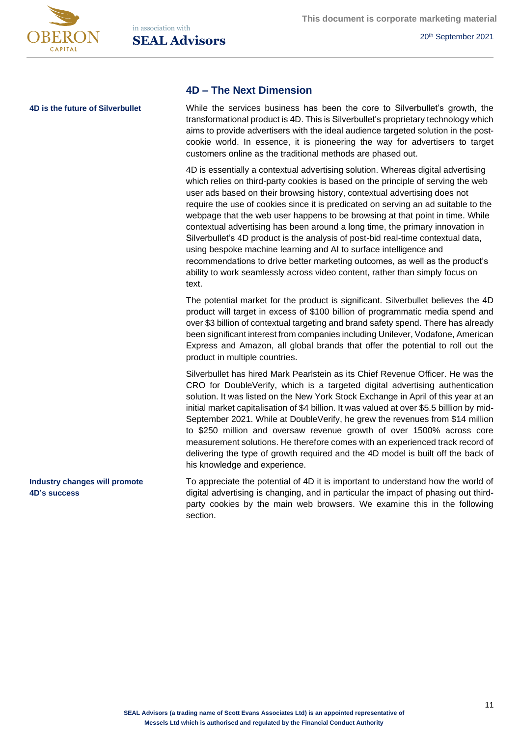## 4D – The Next Dimension

**4D is the future of Silverbullet**

While the services business has been the core to Silverbullet's growth, the transformational product is 4D. This is Silverbullet's proprietary technology which aims to provide advertisers with the ideal audience targeted solution in the post-cookie world. In essence, it is pioneering the way for advertisers to target customers online as the traditional methods are phased out.

4D is essentially a contextual advertising solution. Whereas digital advertising which relies on third-party cookies is based on the principle of serving the web user ads based on their browsing history, contextual advertising does not require the use of cookies since it is predicated on serving an ad suitable to the webpage that the web user happens to be browsing at that point in time. While contextual advertising has been around a long time, the primary innovation in Silverbullet's 4D product is the analysis of post-bid real-time contextual data, using bespoke machine learning and AI to surface intelligence and recommendations to drive better marketing outcomes, as well as the product's ability to work seamlessly across video content, rather than simply focus on text.

The potential market for the product is significant. Silverbullet believes the 4D product will target in excess of $100 billion of programmatic media spend and over $3 billion of contextual targeting and brand safety spend. There has already been significant interest from companies including Unilever, Vodafone, American Express and Amazon, all global brands that offer the potential to roll out the product in multiple countries.

Silverbullet has hired Mark Pearlstein as its Chief Revenue Officer. He was the CRO for DoubleVerify, which is a targeted digital advertising authentication solution. It was listed on the New York Stock Exchange in April of this year at an initial market capitalisation of $4 billion. It was valued at over $5.5 billlion by mid-September 2021. While at DoubleVerify, he grew the revenues from $14 million to $250 million and oversaw revenue growth of over 1500% across core measurement solutions. He therefore comes with an experienced track record of delivering the type of growth required and the 4D model is built off the back of his knowledge and experience.

**Industry changes will promote 4D's success**

To appreciate the potential of 4D it is important to understand how the world of digital advertising is changing, and in particular the impact of phasing out third-party cookies by the main web browsers. We examine this in the following section.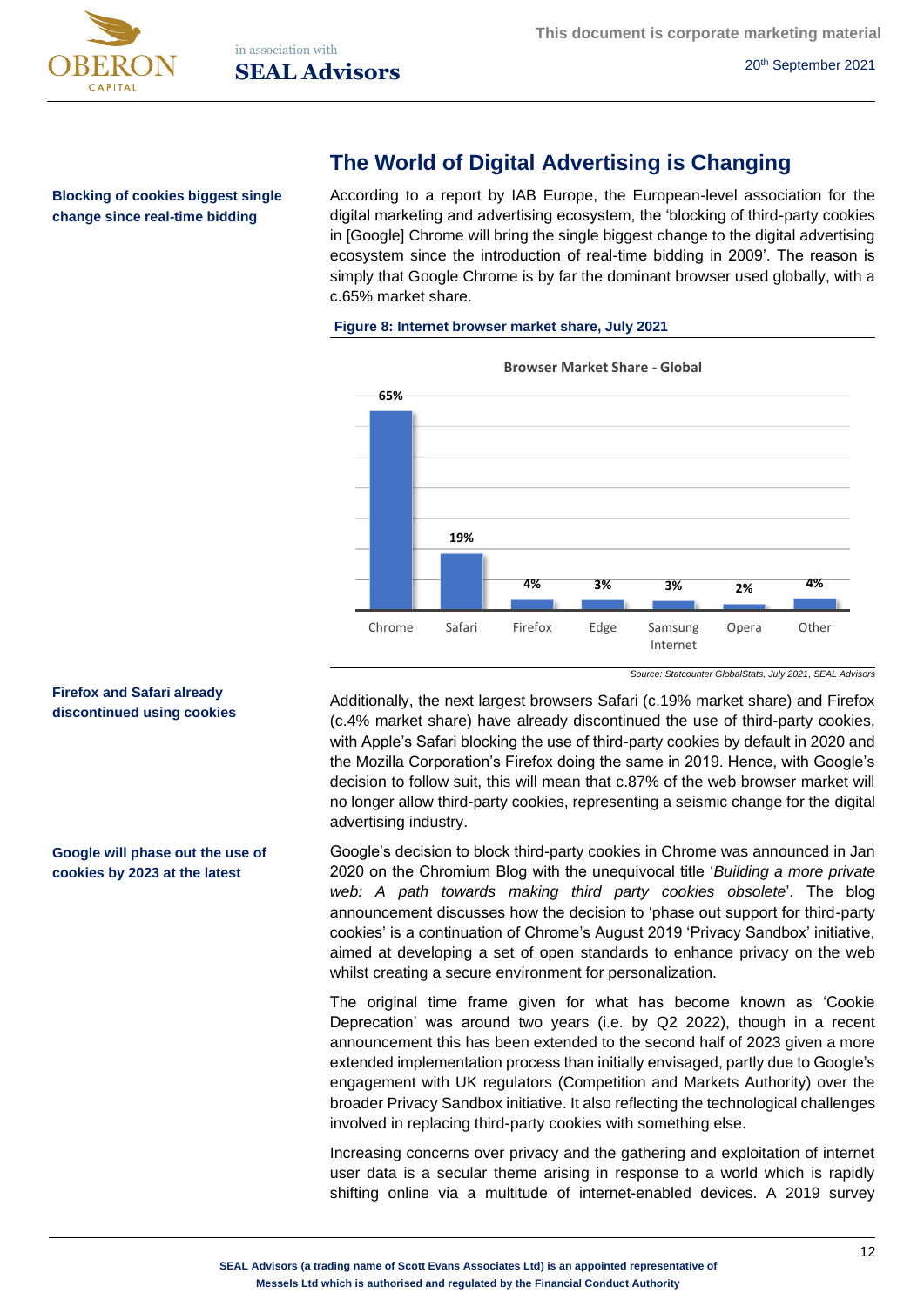## The World of Digital Advertising is Changing

**Blocking of cookies biggest single change since real-time bidding**

According to a report by IAB Europe, the European-level association for the digital marketing and advertising ecosystem, the 'blocking of third-party cookies in [Google] Chrome will bring the single biggest change to the digital advertising ecosystem since the introduction of real-time bidding in 2009'. The reason is simply that Google Chrome is by far the dominant browser used globally, with a c.65% market share.

**Figure 8: Internet browser market share, July 2021**

Browser Market Share - Global

| Browser | Market share |
|---|---|
| Chrome | 65% |
| Safari | 19% |
| Firefox | 4% |
| Edge | 3% |
| Samsung Internet | 3% |
| Opera | 2% |
| Other | 4% |

*Source: Statcounter GlobalStats, July 2021, SEAL Advisors*

**Firefox and Safari already discontinued using cookies**

Additionally, the next largest browsers Safari (c.19% market share) and Firefox (c.4% market share) have already discontinued the use of third-party cookies, with Apple's Safari blocking the use of third-party cookies by default in 2020 and the Mozilla Corporation's Firefox doing the same in 2019. Hence, with Google's decision to follow suit, this will mean that c.87% of the web browser market will no longer allow third-party cookies, representing a seismic change for the digital advertising industry.

**Google will phase out the use of cookies by 2023 at the latest**

Google's decision to block third-party cookies in Chrome was announced in Jan 2020 on the Chromium Blog with the unequivocal title '*Building a more private web: A path towards making third party cookies obsolete*'. The blog announcement discusses how the decision to 'phase out support for third-party cookies' is a continuation of Chrome's August 2019 'Privacy Sandbox' initiative, aimed at developing a set of open standards to enhance privacy on the web whilst creating a secure environment for personalization.

The original time frame given for what has become known as 'Cookie Deprecation' was around two years (i.e. by Q2 2022), though in a recent announcement this has been extended to the second half of 2023 given a more extended implementation process than initially envisaged, partly due to Google's engagement with UK regulators (Competition and Markets Authority) over the broader Privacy Sandbox initiative. It also reflecting the technological challenges involved in replacing third-party cookies with something else.

Increasing concerns over privacy and the gathering and exploitation of internet user data is a secular theme arising in response to a world which is rapidly shifting online via a multitude of internet-enabled devices. A 2019 survey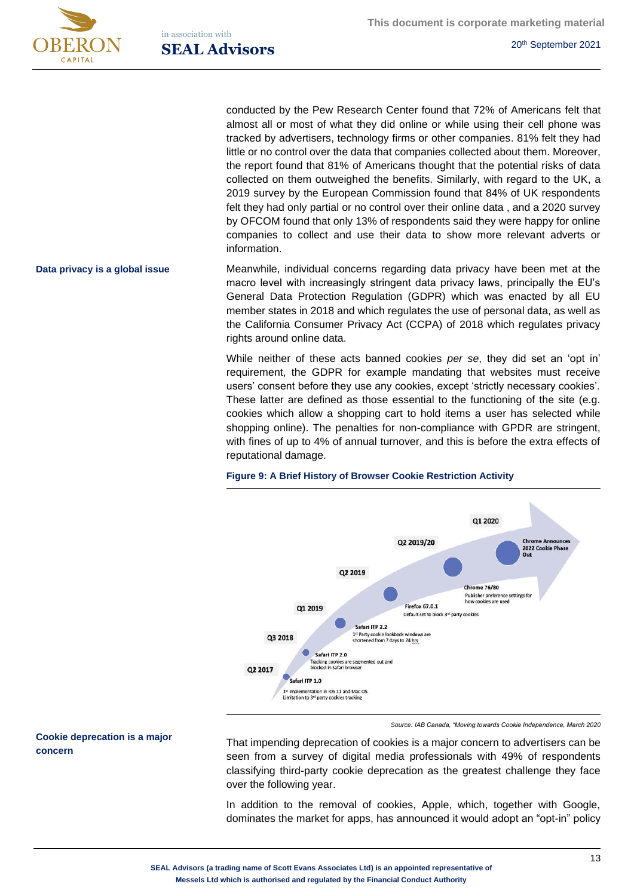conducted by the Pew Research Center found that 72% of Americans felt that almost all or most of what they did online or while using their cell phone was tracked by advertisers, technology firms or other companies. 81% felt they had little or no control over the data that companies collected about them. Moreover, the report found that 81% of Americans thought that the potential risks of data collected on them outweighed the benefits. Similarly, with regard to the UK, a 2019 survey by the European Commission found that 84% of UK respondents felt they had only partial or no control over their online data , and a 2020 survey by OFCOM found that only 13% of respondents said they were happy for online companies to collect and use their data to show more relevant adverts or information.

**Data privacy is a global issue**

Meanwhile, individual concerns regarding data privacy have been met at the macro level with increasingly stringent data privacy laws, principally the EU's General Data Protection Regulation (GDPR) which was enacted by all EU member states in 2018 and which regulates the use of personal data, as well as the California Consumer Privacy Act (CCPA) of 2018 which regulates privacy rights around online data.

While neither of these acts banned cookies *per se*, they did set an 'opt in' requirement, the GDPR for example mandating that websites must receive users' consent before they use any cookies, except 'strictly necessary cookies'. These latter are defined as those essential to the functioning of the site (e.g. cookies which allow a shopping cart to hold items a user has selected while shopping online). The penalties for non-compliance with GPDR are stringent, with fines of up to 4% of annual turnover, and this is before the extra effects of reputational damage.

**Figure 9: A Brief History of Browser Cookie Restriction Activity**

- Q2 2017 – Safari ITP 1.0: 1st implementation in iOS 11 and Mac OS. Limitation to 3rd party cookies tracking
- Q3 2018 – Safari ITP 2.0: Tracking cookies are segmented out and blocked in Safari browser
- Q1 2019 – Safari ITP 2.2: 1st Party cookie lookback windows are shortened from 7 days to 24 hrs
- Q2 2019 – Firefox 67.0.1: Default set to block 3rd party cookies
- Q2 2019/20 – Chrome 76/80: Publisher preference settings for how cookies are used
- Q1 2020 – Chrome Announces 2022 Cookie Phase Out

*Source: IAB Canada, "Moving towards Cookie Independence, March 2020*

**Cookie deprecation is a major concern**

That impending deprecation of cookies is a major concern to advertisers can be seen from a survey of digital media professionals with 49% of respondents classifying third-party cookie deprecation as the greatest challenge they face over the following year.

In addition to the removal of cookies, Apple, which, together with Google, dominates the market for apps, has announced it would adopt an "opt-in" policy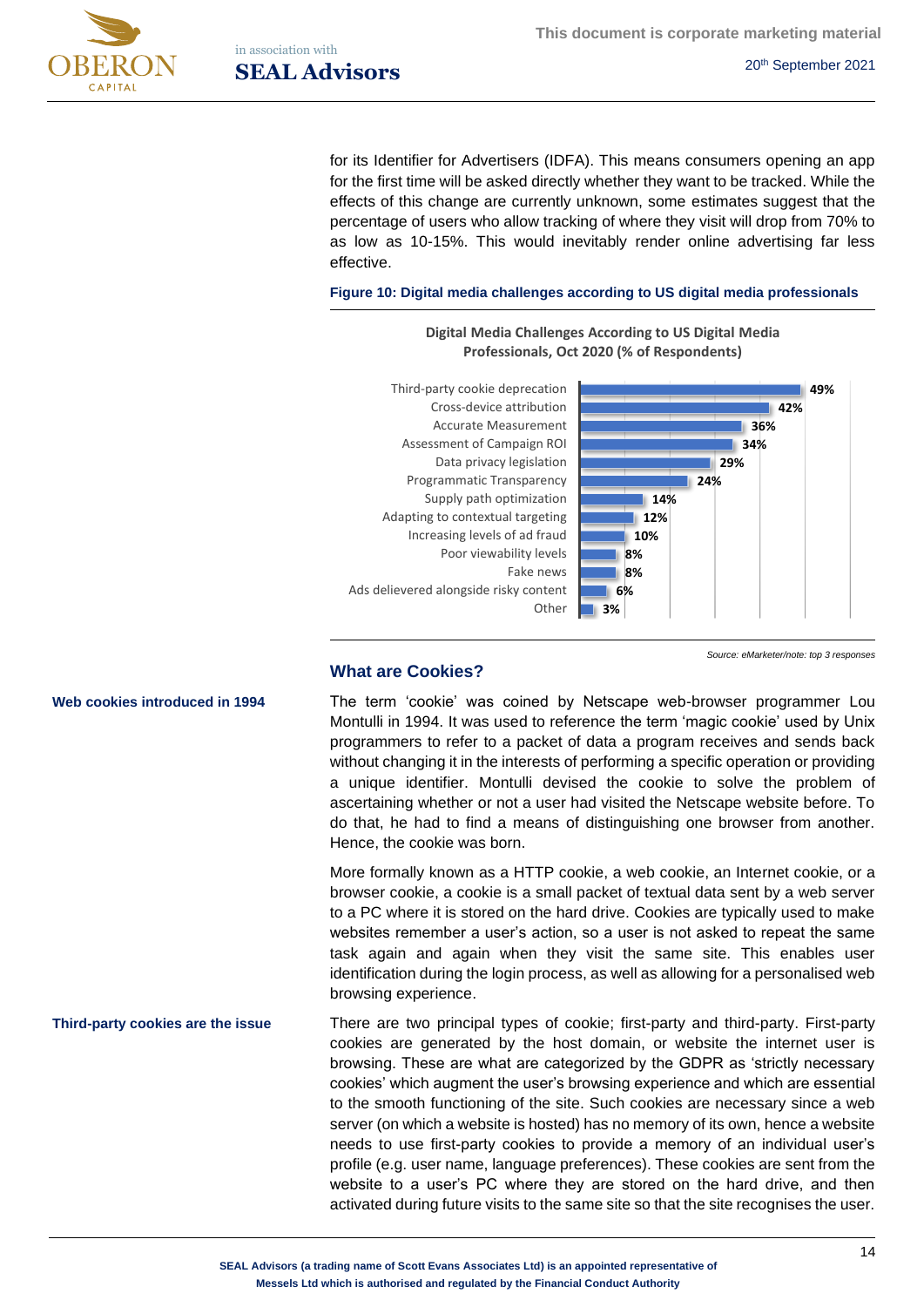for its Identifier for Advertisers (IDFA). This means consumers opening an app for the first time will be asked directly whether they want to be tracked. While the effects of this change are currently unknown, some estimates suggest that the percentage of users who allow tracking of where they visit will drop from 70% to as low as 10-15%. This would inevitably render online advertising far less effective.

**Figure 10: Digital media challenges according to US digital media professionals**

**Digital Media Challenges According to US Digital Media Professionals, Oct 2020 (% of Respondents)**

| Challenge | % of Respondents |
|---|---|
| Third-party cookie deprecation | 49% |
| Cross-device attribution | 42% |
| Accurate Measurement | 36% |
| Assessment of Campaign ROI | 34% |
| Data privacy legislation | 29% |
| Programmatic Transparency | 24% |
| Supply path optimization | 14% |
| Adapting to contextual targeting | 12% |
| Increasing levels of ad fraud | 10% |
| Poor viewability levels | 8% |
| Fake news | 8% |
| Ads delievered alongside risky content | 6% |
| Other | 3% |

*Source: eMarketer/note: top 3 responses*

## What are Cookies?

**Web cookies introduced in 1994**

The term 'cookie' was coined by Netscape web-browser programmer Lou Montulli in 1994. It was used to reference the term 'magic cookie' used by Unix programmers to refer to a packet of data a program receives and sends back without changing it in the interests of performing a specific operation or providing a unique identifier. Montulli devised the cookie to solve the problem of ascertaining whether or not a user had visited the Netscape website before. To do that, he had to find a means of distinguishing one browser from another. Hence, the cookie was born.

More formally known as a HTTP cookie, a web cookie, an Internet cookie, or a browser cookie, a cookie is a small packet of textual data sent by a web server to a PC where it is stored on the hard drive. Cookies are typically used to make websites remember a user's action, so a user is not asked to repeat the same task again and again when they visit the same site. This enables user identification during the login process, as well as allowing for a personalised web browsing experience.

**Third-party cookies are the issue**

There are two principal types of cookie; first-party and third-party. First-party cookies are generated by the host domain, or website the internet user is browsing. These are what are categorized by the GDPR as 'strictly necessary cookies' which augment the user's browsing experience and which are essential to the smooth functioning of the site. Such cookies are necessary since a web server (on which a website is hosted) has no memory of its own, hence a website needs to use first-party cookies to provide a memory of an individual user's profile (e.g. user name, language preferences). These cookies are sent from the website to a user's PC where they are stored on the hard drive, and then activated during future visits to the same site so that the site recognises the user.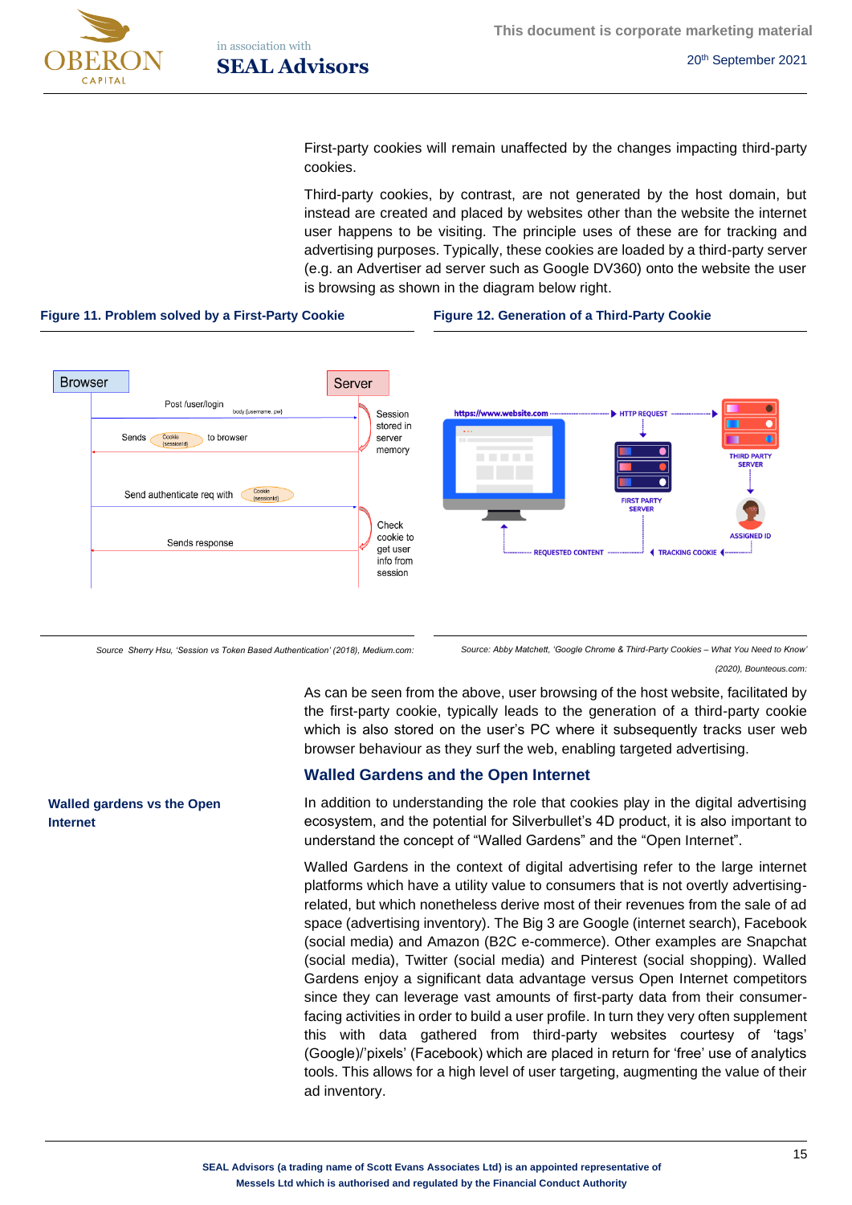First-party cookies will remain unaffected by the changes impacting third-party cookies.

Third-party cookies, by contrast, are not generated by the host domain, but instead are created and placed by websites other than the website the internet user happens to be visiting. The principle uses of these are for tracking and advertising purposes. Typically, these cookies are loaded by a third-party server (e.g. an Advertiser ad server such as Google DV360) onto the website the user is browsing as shown in the diagram below right.

**Figure 11. Problem solved by a First-Party Cookie**

*Source Sherry Hsu, 'Session vs Token Based Authentication' (2018), Medium.com:*

**Figure 12. Generation of a Third-Party Cookie**

*Source: Abby Matchett, 'Google Chrome & Third-Party Cookies – What You Need to Know' (2020), Bounteous.com:*

As can be seen from the above, user browsing of the host website, facilitated by the first-party cookie, typically leads to the generation of a third-party cookie which is also stored on the user's PC where it subsequently tracks user web browser behaviour as they surf the web, enabling targeted advertising.

## Walled Gardens and the Open Internet

**Walled gardens vs the Open Internet**

In addition to understanding the role that cookies play in the digital advertising ecosystem, and the potential for Silverbullet's 4D product, it is also important to understand the concept of "Walled Gardens" and the "Open Internet".

Walled Gardens in the context of digital advertising refer to the large internet platforms which have a utility value to consumers that is not overtly advertising-related, but which nonetheless derive most of their revenues from the sale of ad space (advertising inventory). The Big 3 are Google (internet search), Facebook (social media) and Amazon (B2C e-commerce). Other examples are Snapchat (social media), Twitter (social media) and Pinterest (social shopping). Walled Gardens enjoy a significant data advantage versus Open Internet competitors since they can leverage vast amounts of first-party data from their consumer-facing activities in order to build a user profile. In turn they very often supplement this with data gathered from third-party websites courtesy of 'tags' (Google)/'pixels' (Facebook) which are placed in return for 'free' use of analytics tools. This allows for a high level of user targeting, augmenting the value of their ad inventory.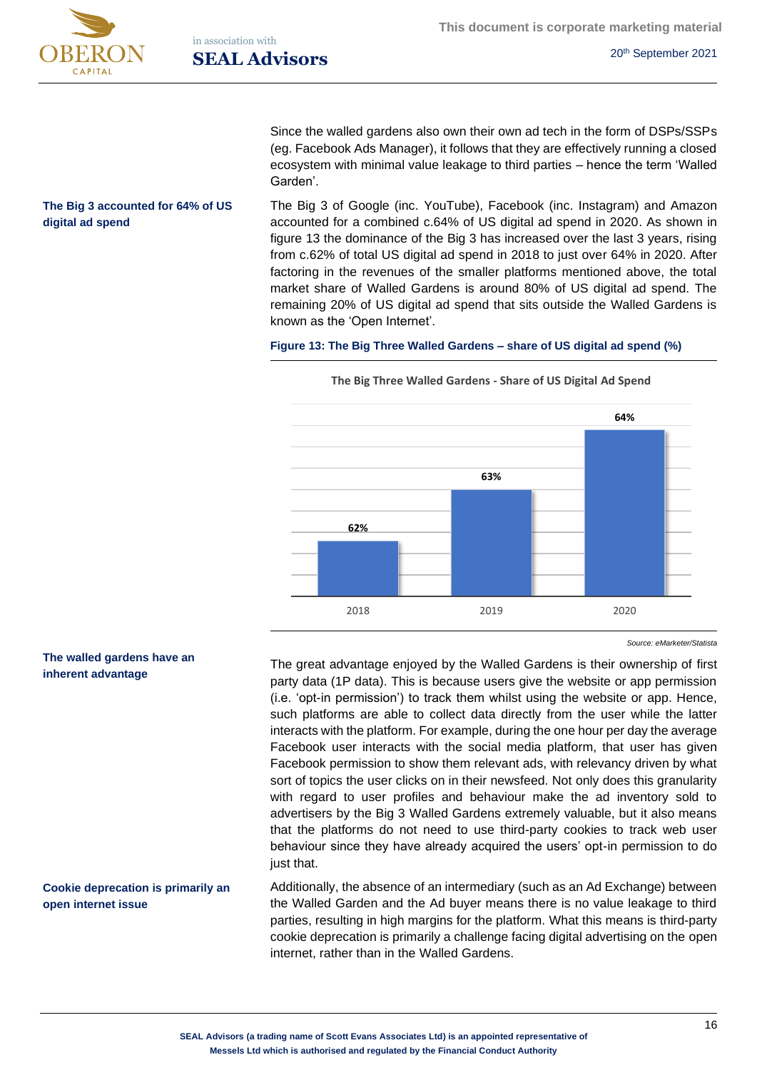Since the walled gardens also own their own ad tech in the form of DSPs/SSPs (eg. Facebook Ads Manager), it follows that they are effectively running a closed ecosystem with minimal value leakage to third parties – hence the term 'Walled Garden'.

**The Big 3 accounted for 64% of US digital ad spend**

The Big 3 of Google (inc. YouTube), Facebook (inc. Instagram) and Amazon accounted for a combined c.64% of US digital ad spend in 2020. As shown in figure 13 the dominance of the Big 3 has increased over the last 3 years, rising from c.62% of total US digital ad spend in 2018 to just over 64% in 2020. After factoring in the revenues of the smaller platforms mentioned above, the total market share of Walled Gardens is around 80% of US digital ad spend. The remaining 20% of US digital ad spend that sits outside the Walled Gardens is known as the 'Open Internet'.

**Figure 13: The Big Three Walled Gardens – share of US digital ad spend (%)**

The Big Three Walled Gardens - Share of US Digital Ad Spend

| Year | Share |
|---|---|
| 2018 | 62% |
| 2019 | 63% |
| 2020 | 64% |

*Source: eMarketer/Statista*

**The walled gardens have an inherent advantage**

The great advantage enjoyed by the Walled Gardens is their ownership of first party data (1P data). This is because users give the website or app permission (i.e. 'opt-in permission') to track them whilst using the website or app. Hence, such platforms are able to collect data directly from the user while the latter interacts with the platform. For example, during the one hour per day the average Facebook user interacts with the social media platform, that user has given Facebook permission to show them relevant ads, with relevancy driven by what sort of topics the user clicks on in their newsfeed. Not only does this granularity with regard to user profiles and behaviour make the ad inventory sold to advertisers by the Big 3 Walled Gardens extremely valuable, but it also means that the platforms do not need to use third-party cookies to track web user behaviour since they have already acquired the users' opt-in permission to do just that.

**Cookie deprecation is primarily an open internet issue**

Additionally, the absence of an intermediary (such as an Ad Exchange) between the Walled Garden and the Ad buyer means there is no value leakage to third parties, resulting in high margins for the platform. What this means is third-party cookie deprecation is primarily a challenge facing digital advertising on the open internet, rather than in the Walled Gardens.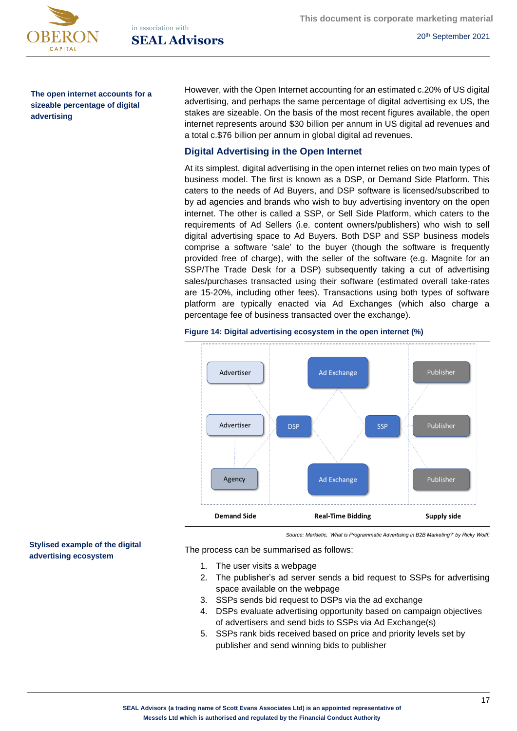**The open internet accounts for a sizeable percentage of digital advertising**

However, with the Open Internet accounting for an estimated c.20% of US digital advertising, and perhaps the same percentage of digital advertising ex US, the stakes are sizeable. On the basis of the most recent figures available, the open internet represents around $30 billion per annum in US digital ad revenues and a total c.$76 billion per annum in global digital ad revenues.

## Digital Advertising in the Open Internet

At its simplest, digital advertising in the open internet relies on two main types of business model. The first is known as a DSP, or Demand Side Platform. This caters to the needs of Ad Buyers, and DSP software is licensed/subscribed to by ad agencies and brands who wish to buy advertising inventory on the open internet. The other is called a SSP, or Sell Side Platform, which caters to the requirements of Ad Sellers (i.e. content owners/publishers) who wish to sell digital advertising space to Ad Buyers. Both DSP and SSP business models comprise a software 'sale' to the buyer (though the software is frequently provided free of charge), with the seller of the software (e.g. Magnite for an SSP/The Trade Desk for a DSP) subsequently taking a cut of advertising sales/purchases transacted using their software (estimated overall take-rates are 15-20%, including other fees). Transactions using both types of software platform are typically enacted via Ad Exchanges (which also charge a percentage fee of business transacted over the exchange).

**Figure 14: Digital advertising ecosystem in the open internet (%)**

Advertiser | Advertiser | Agency | DSP | Ad Exchange | Ad Exchange | SSP | Publisher | Publisher | Publisher

Demand Side | Real-Time Bidding | Supply side

*Source: Markletic, 'What is Programmatic Advertising in B2B Marketing?' by Ricky Wolff.*

**Stylised example of the digital advertising ecosystem**

The process can be summarised as follows:

1. The user visits a webpage
2. The publisher's ad server sends a bid request to SSPs for advertising space available on the webpage
3. SSPs sends bid request to DSPs via the ad exchange
4. DSPs evaluate advertising opportunity based on campaign objectives of advertisers and send bids to SSPs via Ad Exchange(s)
5. SSPs rank bids received based on price and priority levels set by publisher and send winning bids to publisher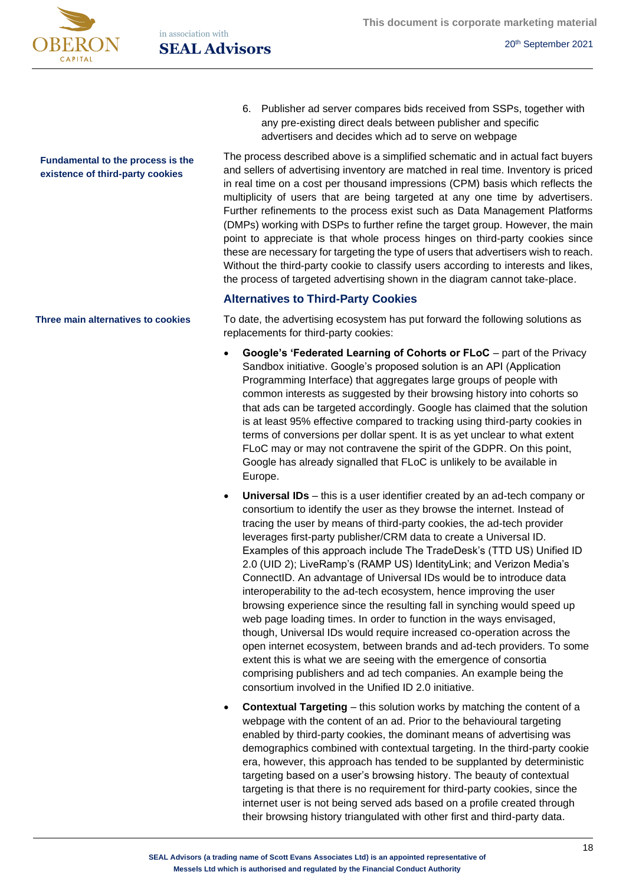6. Publisher ad server compares bids received from SSPs, together with any pre-existing direct deals between publisher and specific advertisers and decides which ad to serve on webpage

**Fundamental to the process is the existence of third-party cookies**

The process described above is a simplified schematic and in actual fact buyers and sellers of advertising inventory are matched in real time. Inventory is priced in real time on a cost per thousand impressions (CPM) basis which reflects the multiplicity of users that are being targeted at any one time by advertisers. Further refinements to the process exist such as Data Management Platforms (DMPs) working with DSPs to further refine the target group. However, the main point to appreciate is that whole process hinges on third-party cookies since these are necessary for targeting the type of users that advertisers wish to reach. Without the third-party cookie to classify users according to interests and likes, the process of targeted advertising shown in the diagram cannot take-place.

### Alternatives to Third-Party Cookies

**Three main alternatives to cookies**

To date, the advertising ecosystem has put forward the following solutions as replacements for third-party cookies:

- **Google's 'Federated Learning of Cohorts or FLoC** – part of the Privacy Sandbox initiative. Google's proposed solution is an API (Application Programming Interface) that aggregates large groups of people with common interests as suggested by their browsing history into cohorts so that ads can be targeted accordingly. Google has claimed that the solution is at least 95% effective compared to tracking using third-party cookies in terms of conversions per dollar spent. It is as yet unclear to what extent FLoC may or may not contravene the spirit of the GDPR. On this point, Google has already signalled that FLoC is unlikely to be available in Europe.
- **Universal IDs** – this is a user identifier created by an ad-tech company or consortium to identify the user as they browse the internet. Instead of tracing the user by means of third-party cookies, the ad-tech provider leverages first-party publisher/CRM data to create a Universal ID. Examples of this approach include The TradeDesk's (TTD US) Unified ID 2.0 (UID 2); LiveRamp's (RAMP US) IdentityLink; and Verizon Media's ConnectID. An advantage of Universal IDs would be to introduce data interoperability to the ad-tech ecosystem, hence improving the user browsing experience since the resulting fall in synching would speed up web page loading times. In order to function in the ways envisaged, though, Universal IDs would require increased co-operation across the open internet ecosystem, between brands and ad-tech providers. To some extent this is what we are seeing with the emergence of consortia comprising publishers and ad tech companies. An example being the consortium involved in the Unified ID 2.0 initiative.
- **Contextual Targeting** – this solution works by matching the content of a webpage with the content of an ad. Prior to the behavioural targeting enabled by third-party cookies, the dominant means of advertising was demographics combined with contextual targeting. In the third-party cookie era, however, this approach has tended to be supplanted by deterministic targeting based on a user's browsing history. The beauty of contextual targeting is that there is no requirement for third-party cookies, since the internet user is not being served ads based on a profile created through their browsing history triangulated with other first and third-party data.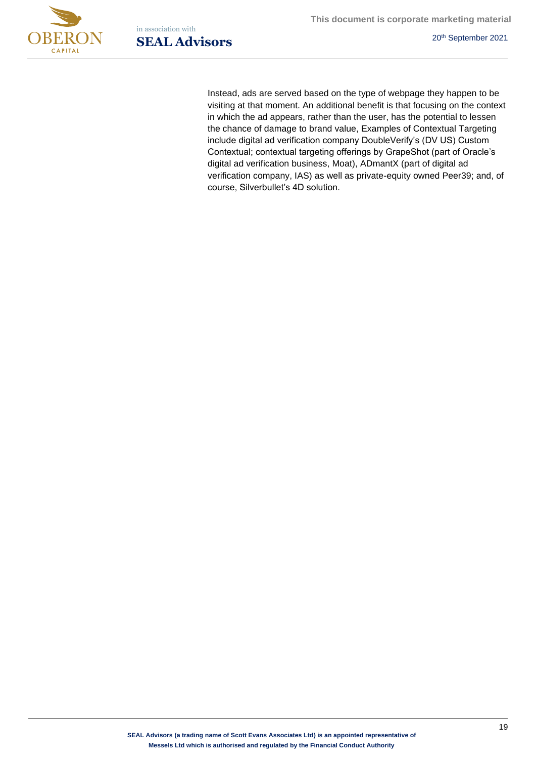Instead, ads are served based on the type of webpage they happen to be visiting at that moment. An additional benefit is that focusing on the context in which the ad appears, rather than the user, has the potential to lessen the chance of damage to brand value, Examples of Contextual Targeting include digital ad verification company DoubleVerify's (DV US) Custom Contextual; contextual targeting offerings by GrapeShot (part of Oracle's digital ad verification business, Moat), ADmantX (part of digital ad verification company, IAS) as well as private-equity owned Peer39; and, of course, Silverbullet's 4D solution.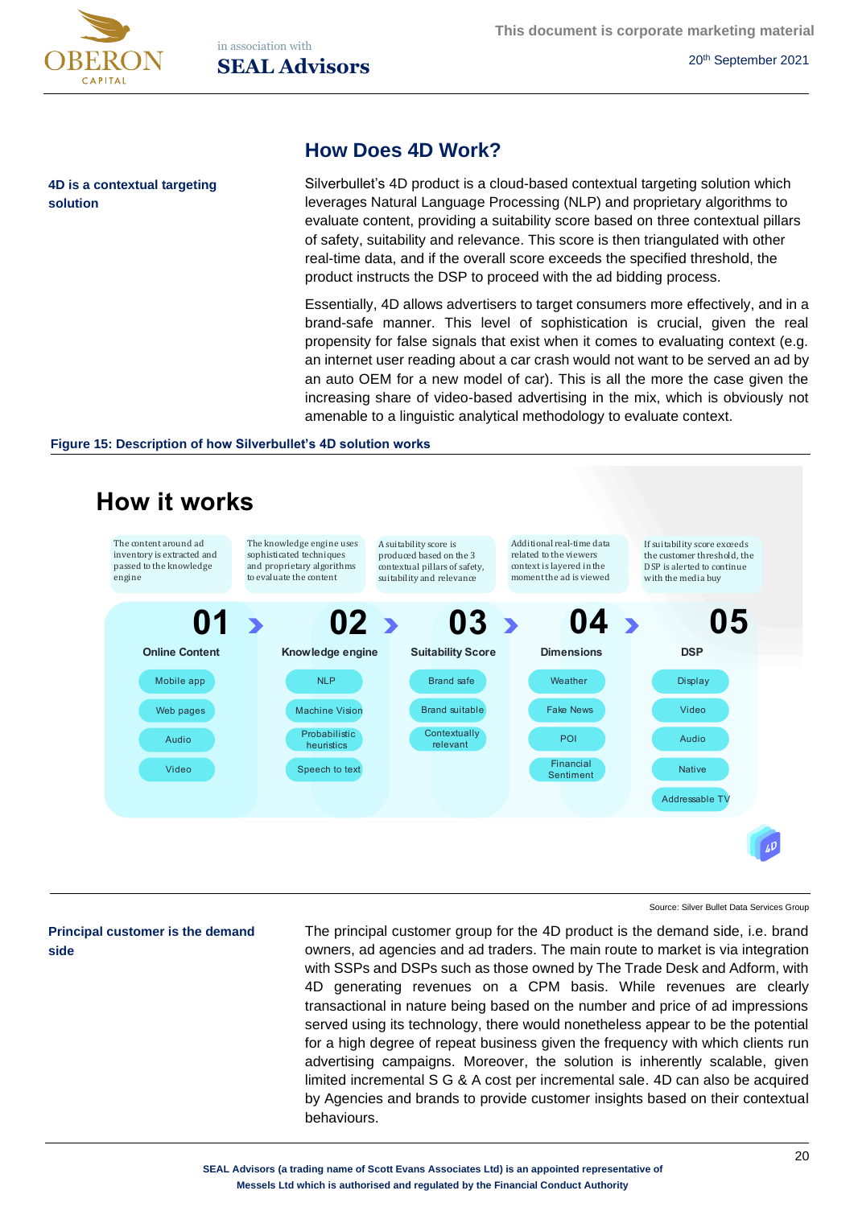## How Does 4D Work?

**4D is a contextual targeting solution**

Silverbullet's 4D product is a cloud-based contextual targeting solution which leverages Natural Language Processing (NLP) and proprietary algorithms to evaluate content, providing a suitability score based on three contextual pillars of safety, suitability and relevance. This score is then triangulated with other real-time data, and if the overall score exceeds the specified threshold, the product instructs the DSP to proceed with the ad bidding process.

Essentially, 4D allows advertisers to target consumers more effectively, and in a brand-safe manner. This level of sophistication is crucial, given the real propensity for false signals that exist when it comes to evaluating context (e.g. an internet user reading about a car crash would not want to be served an ad by an auto OEM for a new model of car). This is all the more the case given the increasing share of video-based advertising in the mix, which is obviously not amenable to a linguistic analytical methodology to evaluate context.

**Figure 15: Description of how Silverbullet's 4D solution works**

### How it works

| 01 Online Content | 02 Knowledge engine | 03 Suitability Score | 04 Dimensions | 05 DSP |
|---|---|---|---|---|
| The content around ad inventory is extracted and passed to the knowledge engine | The knowledge engine uses sophisticated techniques and proprietary algorithms to evaluate the content | A suitability score is produced based on the 3 contextual pillars of safety, suitability and relevance | Additional real-time data related to the viewers context is layered in the moment the ad is viewed | If suitability score exceeds the customer threshold, the DSP is alerted to continue with the media buy |
| Mobile app | NLP | Brand safe | Weather | Display |
| Web pages | Machine Vision | Brand suitable | Fake News | Video |
| Audio | Probabilistic heuristics | Contextually relevant | POI | Audio |
| Video | Speech to text | | Financial Sentiment | Native |
| | | | | Addressable TV |

Source: Silver Bullet Data Services Group

**Principal customer is the demand side**

The principal customer group for the 4D product is the demand side, i.e. brand owners, ad agencies and ad traders. The main route to market is via integration with SSPs and DSPs such as those owned by The Trade Desk and Adform, with 4D generating revenues on a CPM basis. While revenues are clearly transactional in nature being based on the number and price of ad impressions served using its technology, there would nonetheless appear to be the potential for a high degree of repeat business given the frequency with which clients run advertising campaigns. Moreover, the solution is inherently scalable, given limited incremental S G & A cost per incremental sale. 4D can also be acquired by Agencies and brands to provide customer insights based on their contextual behaviours.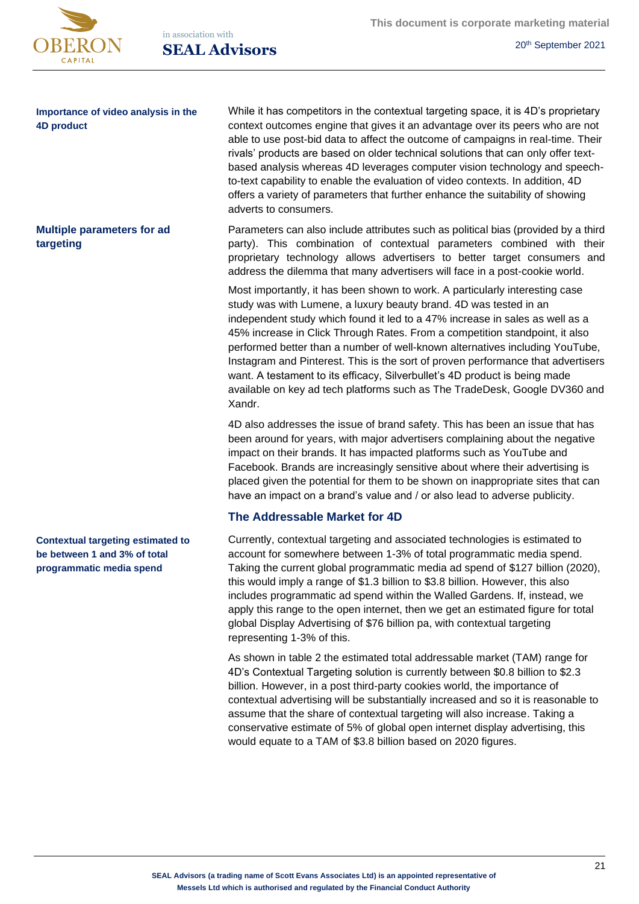**Importance of video analysis in the 4D product**

While it has competitors in the contextual targeting space, it is 4D's proprietary context outcomes engine that gives it an advantage over its peers who are not able to use post-bid data to affect the outcome of campaigns in real-time. Their rivals' products are based on older technical solutions that can only offer text-based analysis whereas 4D leverages computer vision technology and speech-to-text capability to enable the evaluation of video contexts. In addition, 4D offers a variety of parameters that further enhance the suitability of showing adverts to consumers.

**Multiple parameters for ad targeting**

Parameters can also include attributes such as political bias (provided by a third party). This combination of contextual parameters combined with their proprietary technology allows advertisers to better target consumers and address the dilemma that many advertisers will face in a post-cookie world.

Most importantly, it has been shown to work. A particularly interesting case study was with Lumene, a luxury beauty brand. 4D was tested in an independent study which found it led to a 47% increase in sales as well as a 45% increase in Click Through Rates. From a competition standpoint, it also performed better than a number of well-known alternatives including YouTube, Instagram and Pinterest. This is the sort of proven performance that advertisers want. A testament to its efficacy, Silverbullet's 4D product is being made available on key ad tech platforms such as The TradeDesk, Google DV360 and Xandr.

4D also addresses the issue of brand safety. This has been an issue that has been around for years, with major advertisers complaining about the negative impact on their brands. It has impacted platforms such as YouTube and Facebook. Brands are increasingly sensitive about where their advertising is placed given the potential for them to be shown on inappropriate sites that can have an impact on a brand's value and / or also lead to adverse publicity.

## The Addressable Market for 4D

**Contextual targeting estimated to be between 1 and 3% of total programmatic media spend**

Currently, contextual targeting and associated technologies is estimated to account for somewhere between 1-3% of total programmatic media spend. Taking the current global programmatic media ad spend of $127 billion (2020), this would imply a range of $1.3 billion to $3.8 billion. However, this also includes programmatic ad spend within the Walled Gardens. If, instead, we apply this range to the open internet, then we get an estimated figure for total global Display Advertising of $76 billion pa, with contextual targeting representing 1-3% of this.

As shown in table 2 the estimated total addressable market (TAM) range for 4D's Contextual Targeting solution is currently between $0.8 billion to $2.3 billion. However, in a post third-party cookies world, the importance of contextual advertising will be substantially increased and so it is reasonable to assume that the share of contextual targeting will also increase. Taking a conservative estimate of 5% of global open internet display advertising, this would equate to a TAM of $3.8 billion based on 2020 figures.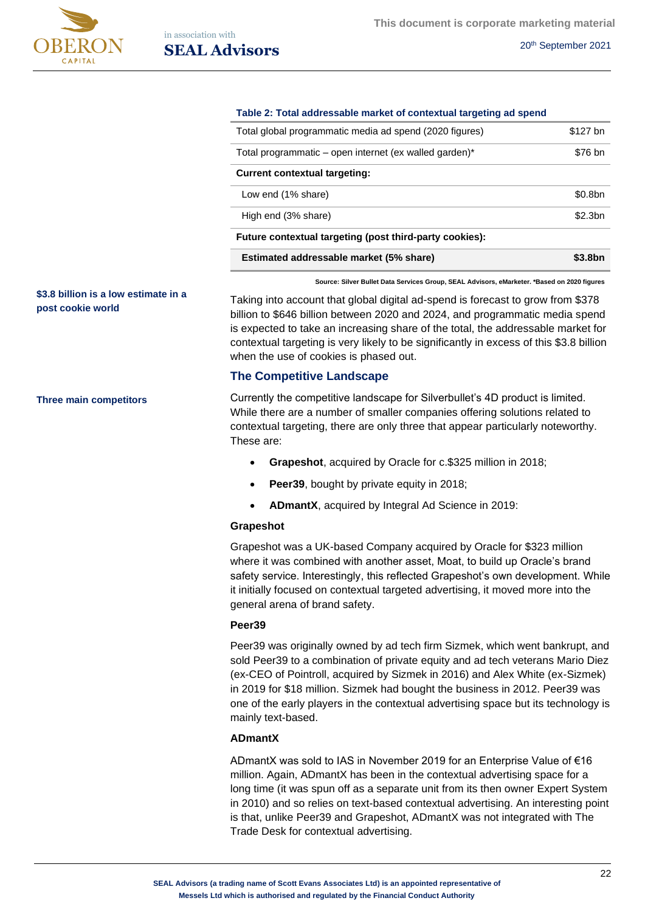**Table 2: Total addressable market of contextual targeting ad spend**

| | |
|---|---|
| Total global programmatic media ad spend (2020 figures) | $127 bn |
| Total programmatic – open internet (ex walled garden)* | $76 bn |
| **Current contextual targeting:** | |
| Low end (1% share) | $0.8bn |
| High end (3% share) | $2.3bn |
| **Future contextual targeting (post third-party cookies):** | |
| **Estimated addressable market (5% share)** | **$3.8bn** |

Source: Silver Bullet Data Services Group, SEAL Advisors, eMarketer. *Based on 2020 figures

**$3.8 billion is a low estimate in a post cookie world**

Taking into account that global digital ad-spend is forecast to grow from $378 billion to $646 billion between 2020 and 2024, and programmatic media spend is expected to take an increasing share of the total, the addressable market for contextual targeting is very likely to be significantly in excess of this $3.8 billion when the use of cookies is phased out.

## The Competitive Landscape

**Three main competitors**

Currently the competitive landscape for Silverbullet's 4D product is limited. While there are a number of smaller companies offering solutions related to contextual targeting, there are only three that appear particularly noteworthy. These are:

- **Grapeshot**, acquired by Oracle for c.$325 million in 2018;
- **Peer39**, bought by private equity in 2018;
- **ADmantX**, acquired by Integral Ad Science in 2019:

### Grapeshot

Grapeshot was a UK-based Company acquired by Oracle for $323 million where it was combined with another asset, Moat, to build up Oracle's brand safety service. Interestingly, this reflected Grapeshot's own development. While it initially focused on contextual targeted advertising, it moved more into the general arena of brand safety.

### Peer39

Peer39 was originally owned by ad tech firm Sizmek, which went bankrupt, and sold Peer39 to a combination of private equity and ad tech veterans Mario Diez (ex-CEO of Pointroll, acquired by Sizmek in 2016) and Alex White (ex-Sizmek) in 2019 for $18 million. Sizmek had bought the business in 2012. Peer39 was one of the early players in the contextual advertising space but its technology is mainly text-based.

### ADmantX

ADmantX was sold to IAS in November 2019 for an Enterprise Value of €16 million. Again, ADmantX has been in the contextual advertising space for a long time (it was spun off as a separate unit from its then owner Expert System in 2010) and so relies on text-based contextual advertising. An interesting point is that, unlike Peer39 and Grapeshot, ADmantX was not integrated with The Trade Desk for contextual advertising.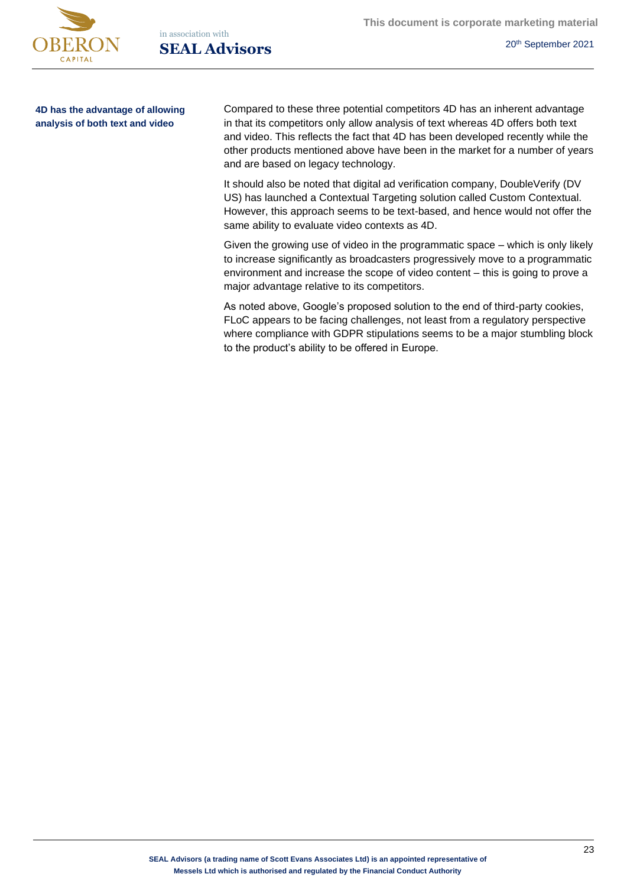**4D has the advantage of allowing analysis of both text and video**

Compared to these three potential competitors 4D has an inherent advantage in that its competitors only allow analysis of text whereas 4D offers both text and video. This reflects the fact that 4D has been developed recently while the other products mentioned above have been in the market for a number of years and are based on legacy technology.

It should also be noted that digital ad verification company, DoubleVerify (DV US) has launched a Contextual Targeting solution called Custom Contextual. However, this approach seems to be text-based, and hence would not offer the same ability to evaluate video contexts as 4D.

Given the growing use of video in the programmatic space – which is only likely to increase significantly as broadcasters progressively move to a programmatic environment and increase the scope of video content – this is going to prove a major advantage relative to its competitors.

As noted above, Google's proposed solution to the end of third-party cookies, FLoC appears to be facing challenges, not least from a regulatory perspective where compliance with GDPR stipulations seems to be a major stumbling block to the product's ability to be offered in Europe.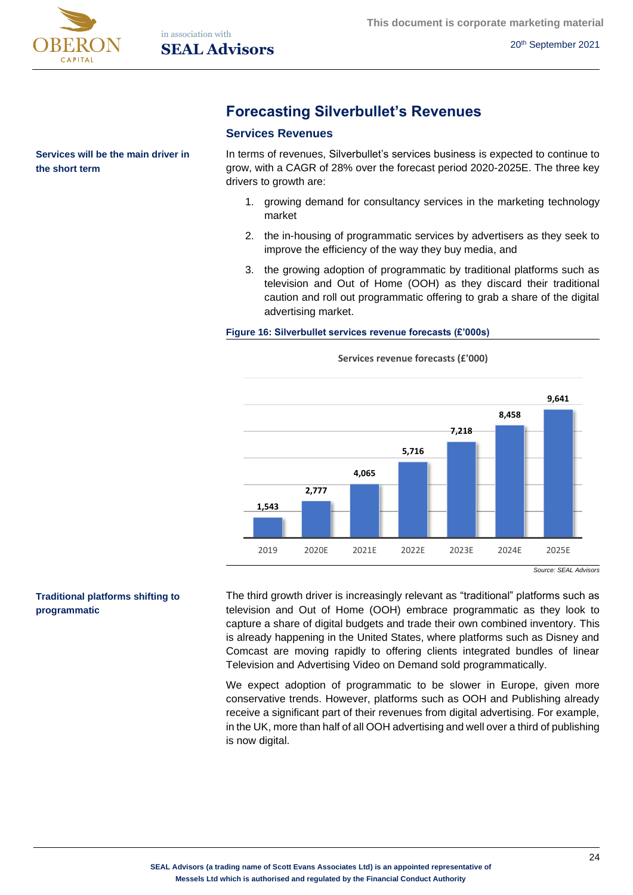## Forecasting Silverbullet's Revenues

### Services Revenues

**Services will be the main driver in the short term**

In terms of revenues, Silverbullet's services business is expected to continue to grow, with a CAGR of 28% over the forecast period 2020-2025E. The three key drivers to growth are:

1. growing demand for consultancy services in the marketing technology market
2. the in-housing of programmatic services by advertisers as they seek to improve the efficiency of the way they buy media, and
3. the growing adoption of programmatic by traditional platforms such as television and Out of Home (OOH) as they discard their traditional caution and roll out programmatic offering to grab a share of the digital advertising market.

**Figure 16: Silverbullet services revenue forecasts (£'000s)**

Services revenue forecasts (£'000)

| Year | Services revenue (£'000) |
|---|---|
| 2019 | 1,543 |
| 2020E | 2,777 |
| 2021E | 4,065 |
| 2022E | 5,716 |
| 2023E | 7,218 |
| 2024E | 8,458 |
| 2025E | 9,641 |

*Source: SEAL Advisors*

**Traditional platforms shifting to programmatic**

The third growth driver is increasingly relevant as "traditional" platforms such as television and Out of Home (OOH) embrace programmatic as they look to capture a share of digital budgets and trade their own combined inventory. This is already happening in the United States, where platforms such as Disney and Comcast are moving rapidly to offering clients integrated bundles of linear Television and Advertising Video on Demand sold programmatically.

We expect adoption of programmatic to be slower in Europe, given more conservative trends. However, platforms such as OOH and Publishing already receive a significant part of their revenues from digital advertising. For example, in the UK, more than half of all OOH advertising and well over a third of publishing is now digital.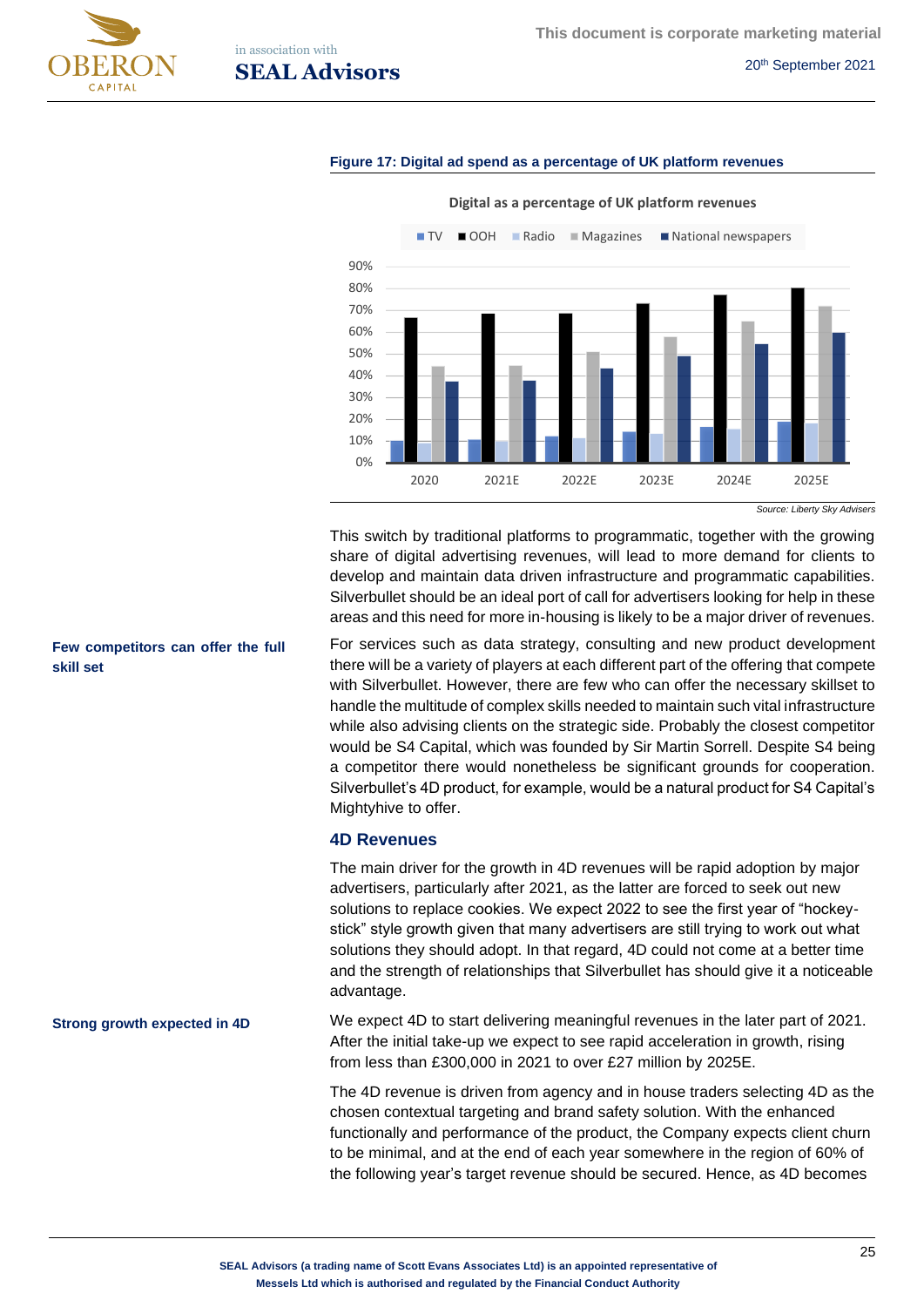**Figure 17: Digital ad spend as a percentage of UK platform revenues**

Source: Liberty Sky Advisers

This switch by traditional platforms to programmatic, together with the growing share of digital advertising revenues, will lead to more demand for clients to develop and maintain data driven infrastructure and programmatic capabilities. Silverbullet should be an ideal port of call for advertisers looking for help in these areas and this need for more in-housing is likely to be a major driver of revenues.

**Few competitors can offer the full skill set**

For services such as data strategy, consulting and new product development there will be a variety of players at each different part of the offering that compete with Silverbullet. However, there are few who can offer the necessary skillset to handle the multitude of complex skills needed to maintain such vital infrastructure while also advising clients on the strategic side. Probably the closest competitor would be S4 Capital, which was founded by Sir Martin Sorrell. Despite S4 being a competitor there would nonetheless be significant grounds for cooperation. Silverbullet's 4D product, for example, would be a natural product for S4 Capital's Mightyhive to offer.

### 4D Revenues

The main driver for the growth in 4D revenues will be rapid adoption by major advertisers, particularly after 2021, as the latter are forced to seek out new solutions to replace cookies. We expect 2022 to see the first year of "hockey-stick" style growth given that many advertisers are still trying to work out what solutions they should adopt. In that regard, 4D could not come at a better time and the strength of relationships that Silverbullet has should give it a noticeable advantage.

**Strong growth expected in 4D**

We expect 4D to start delivering meaningful revenues in the later part of 2021. After the initial take-up we expect to see rapid acceleration in growth, rising from less than £300,000 in 2021 to over £27 million by 2025E.

The 4D revenue is driven from agency and in house traders selecting 4D as the chosen contextual targeting and brand safety solution. With the enhanced functionally and performance of the product, the Company expects client churn to be minimal, and at the end of each year somewhere in the region of 60% of the following year's target revenue should be secured. Hence, as 4D becomes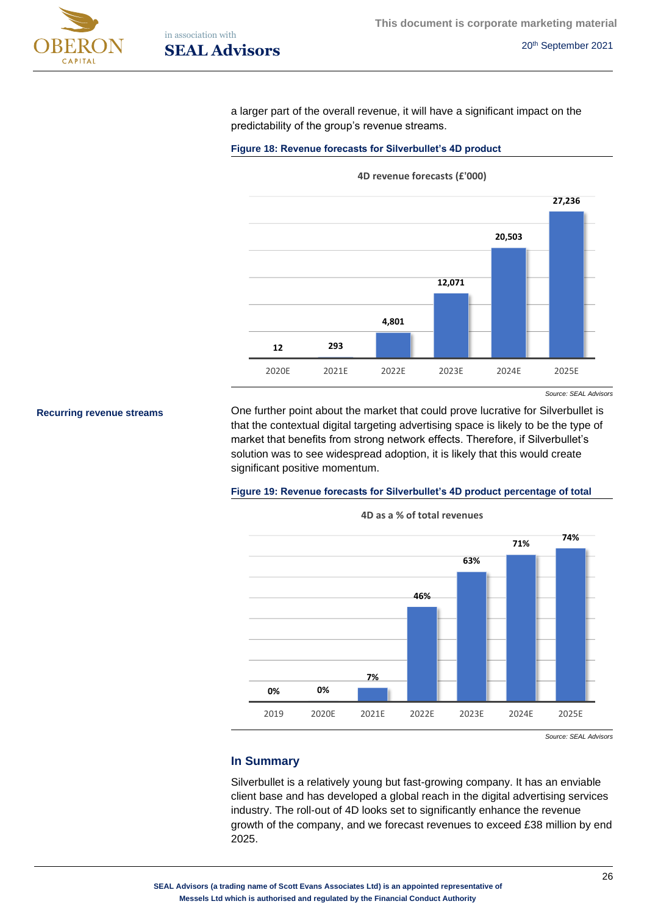a larger part of the overall revenue, it will have a significant impact on the predictability of the group's revenue streams.

**Figure 18: Revenue forecasts for Silverbullet's 4D product**

4D revenue forecasts (£'000)

| 2020E | 2021E | 2022E | 2023E | 2024E | 2025E |
|---|---|---|---|---|---|
| 12 | 293 | 4,801 | 12,071 | 20,503 | 27,236 |

*Source: SEAL Advisors*

**Recurring revenue streams**

One further point about the market that could prove lucrative for Silverbullet is that the contextual digital targeting advertising space is likely to be the type of market that benefits from strong network effects. Therefore, if Silverbullet's solution was to see widespread adoption, it is likely that this would create significant positive momentum.

**Figure 19: Revenue forecasts for Silverbullet's 4D product percentage of total**

4D as a % of total revenues

| 2019 | 2020E | 2021E | 2022E | 2023E | 2024E | 2025E |
|---|---|---|---|---|---|---|
| 0% | 0% | 7% | 46% | 63% | 71% | 74% |

*Source: SEAL Advisors*

## In Summary

Silverbullet is a relatively young but fast-growing company. It has an enviable client base and has developed a global reach in the digital advertising services industry. The roll-out of 4D looks set to significantly enhance the revenue growth of the company, and we forecast revenues to exceed £38 million by end 2025.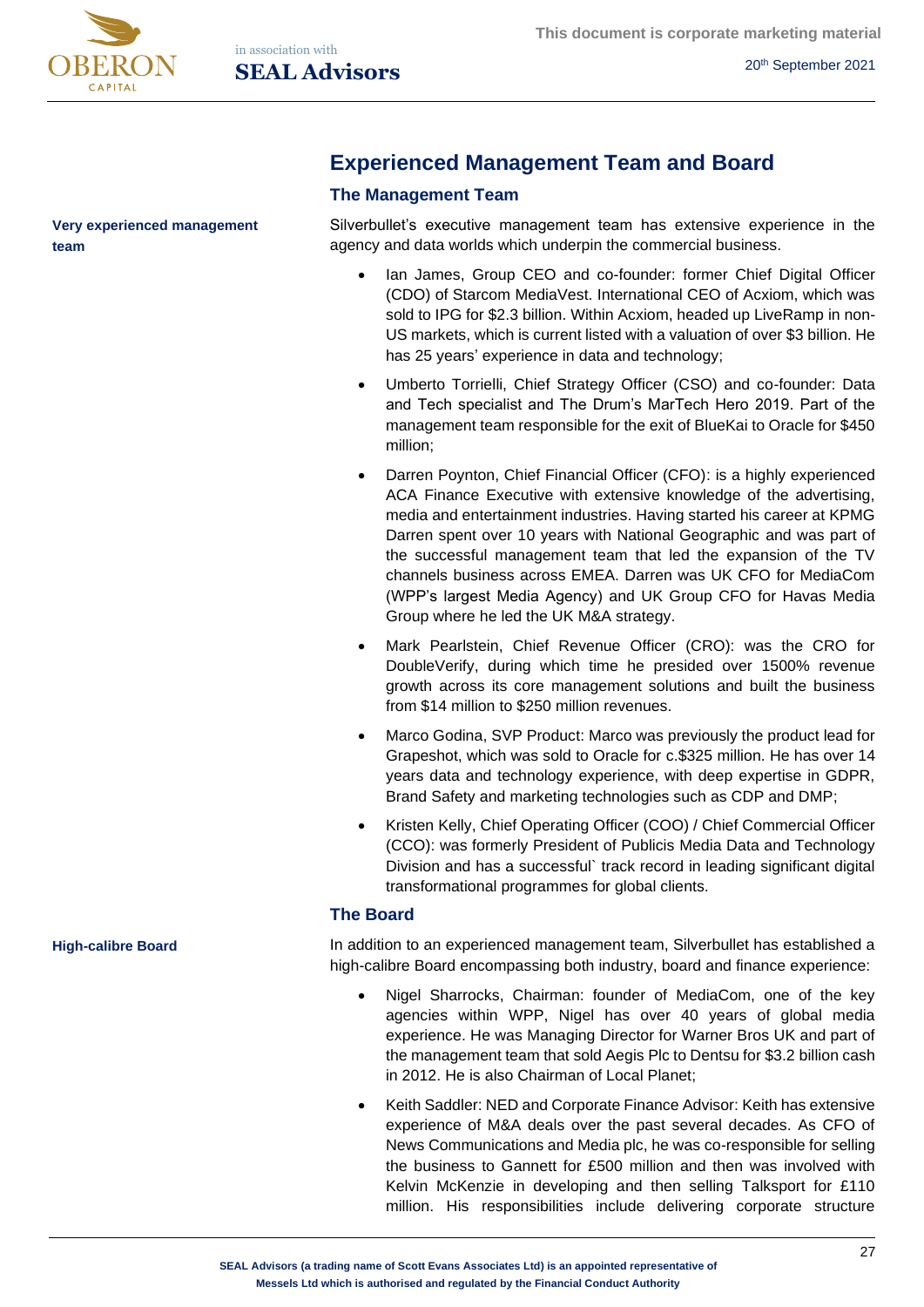## Experienced Management Team and Board

### The Management Team

**Very experienced management team**

Silverbullet's executive management team has extensive experience in the agency and data worlds which underpin the commercial business.

- Ian James, Group CEO and co-founder: former Chief Digital Officer (CDO) of Starcom MediaVest. International CEO of Acxiom, which was sold to IPG for $2.3 billion. Within Acxiom, headed up LiveRamp in non-US markets, which is current listed with a valuation of over $3 billion. He has 25 years' experience in data and technology;
- Umberto Torrielli, Chief Strategy Officer (CSO) and co-founder: Data and Tech specialist and The Drum's MarTech Hero 2019. Part of the management team responsible for the exit of BlueKai to Oracle for $450 million;
- Darren Poynton, Chief Financial Officer (CFO): is a highly experienced ACA Finance Executive with extensive knowledge of the advertising, media and entertainment industries. Having started his career at KPMG Darren spent over 10 years with National Geographic and was part of the successful management team that led the expansion of the TV channels business across EMEA. Darren was UK CFO for MediaCom (WPP's largest Media Agency) and UK Group CFO for Havas Media Group where he led the UK M&A strategy.
- Mark Pearlstein, Chief Revenue Officer (CRO): was the CRO for DoubleVerify, during which time he presided over 1500% revenue growth across its core management solutions and built the business from $14 million to $250 million revenues.
- Marco Godina, SVP Product: Marco was previously the product lead for Grapeshot, which was sold to Oracle for c.$325 million. He has over 14 years data and technology experience, with deep expertise in GDPR, Brand Safety and marketing technologies such as CDP and DMP;
- Kristen Kelly, Chief Operating Officer (COO) / Chief Commercial Officer (CCO): was formerly President of Publicis Media Data and Technology Division and has a successful` track record in leading significant digital transformational programmes for global clients.

### The Board

**High-calibre Board**

In addition to an experienced management team, Silverbullet has established a high-calibre Board encompassing both industry, board and finance experience:

- Nigel Sharrocks, Chairman: founder of MediaCom, one of the key agencies within WPP, Nigel has over 40 years of global media experience. He was Managing Director for Warner Bros UK and part of the management team that sold Aegis Plc to Dentsu for $3.2 billion cash in 2012. He is also Chairman of Local Planet;
- Keith Saddler: NED and Corporate Finance Advisor: Keith has extensive experience of M&A deals over the past several decades. As CFO of News Communications and Media plc, he was co-responsible for selling the business to Gannett for £500 million and then was involved with Kelvin McKenzie in developing and then selling Talksport for £110 million. His responsibilities include delivering corporate structure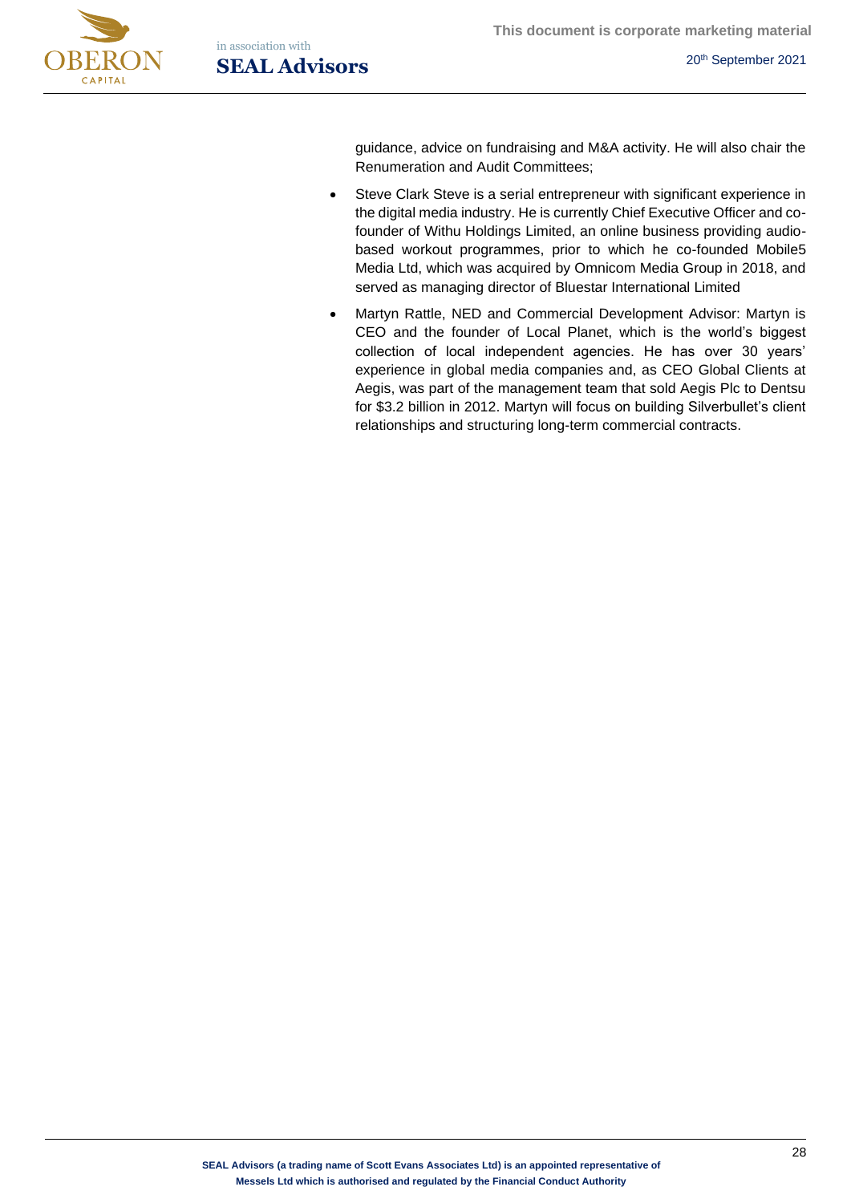guidance, advice on fundraising and M&A activity. He will also chair the Renumeration and Audit Committees;

- Steve Clark Steve is a serial entrepreneur with significant experience in the digital media industry. He is currently Chief Executive Officer and co-founder of Withu Holdings Limited, an online business providing audio-based workout programmes, prior to which he co-founded Mobile5 Media Ltd, which was acquired by Omnicom Media Group in 2018, and served as managing director of Bluestar International Limited
- Martyn Rattle, NED and Commercial Development Advisor: Martyn is CEO and the founder of Local Planet, which is the world's biggest collection of local independent agencies. He has over 30 years' experience in global media companies and, as CEO Global Clients at Aegis, was part of the management team that sold Aegis Plc to Dentsu for $3.2 billion in 2012. Martyn will focus on building Silverbullet's client relationships and structuring long-term commercial contracts.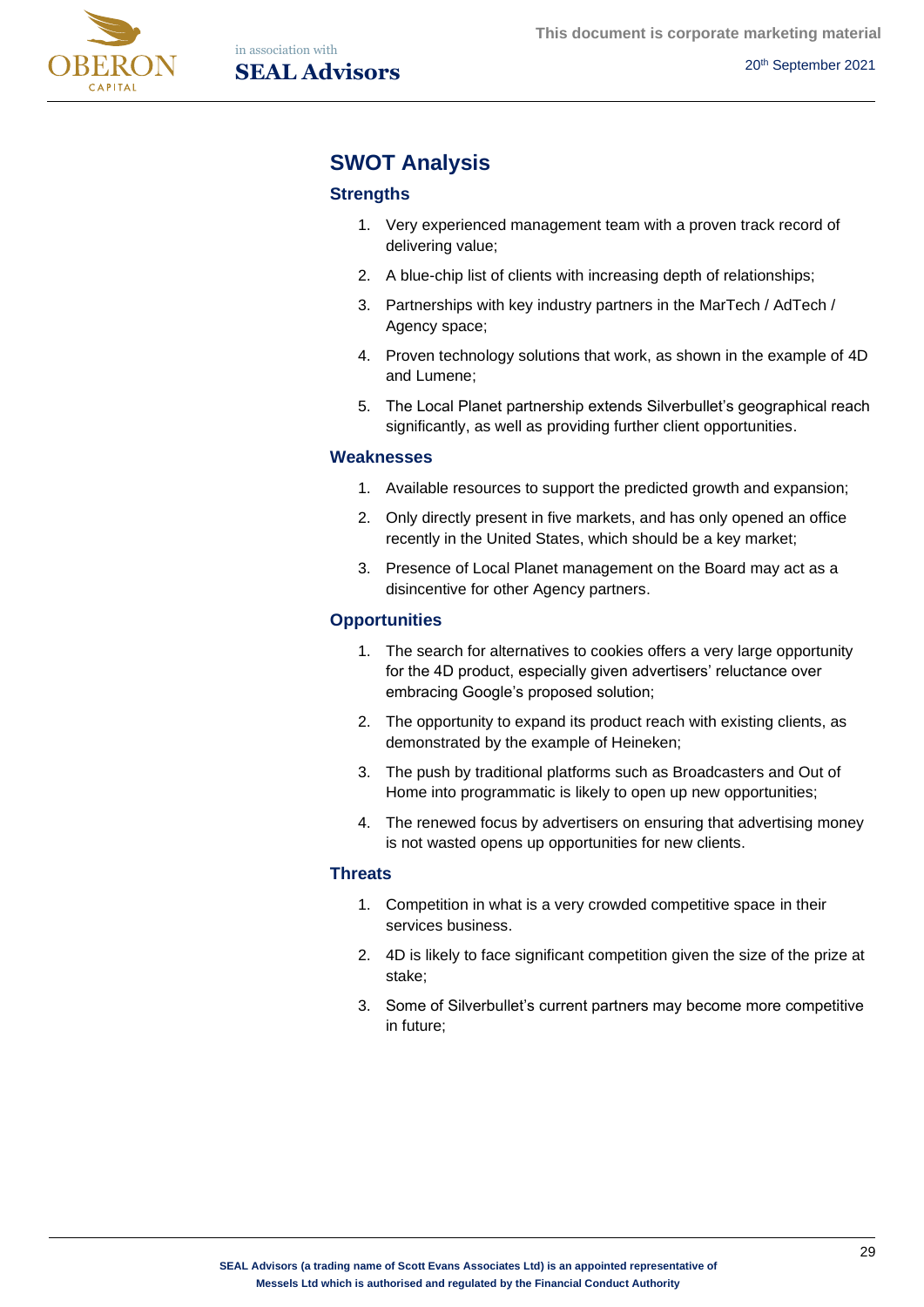## SWOT Analysis

### Strengths

1. Very experienced management team with a proven track record of delivering value;
2. A blue-chip list of clients with increasing depth of relationships;
3. Partnerships with key industry partners in the MarTech / AdTech / Agency space;
4. Proven technology solutions that work, as shown in the example of 4D and Lumene;
5. The Local Planet partnership extends Silverbullet's geographical reach significantly, as well as providing further client opportunities.

### Weaknesses

1. Available resources to support the predicted growth and expansion;
2. Only directly present in five markets, and has only opened an office recently in the United States, which should be a key market;
3. Presence of Local Planet management on the Board may act as a disincentive for other Agency partners.

### Opportunities

1. The search for alternatives to cookies offers a very large opportunity for the 4D product, especially given advertisers' reluctance over embracing Google's proposed solution;
2. The opportunity to expand its product reach with existing clients, as demonstrated by the example of Heineken;
3. The push by traditional platforms such as Broadcasters and Out of Home into programmatic is likely to open up new opportunities;
4. The renewed focus by advertisers on ensuring that advertising money is not wasted opens up opportunities for new clients.

### Threats

1. Competition in what is a very crowded competitive space in their services business.
2. 4D is likely to face significant competition given the size of the prize at stake;
3. Some of Silverbullet's current partners may become more competitive in future;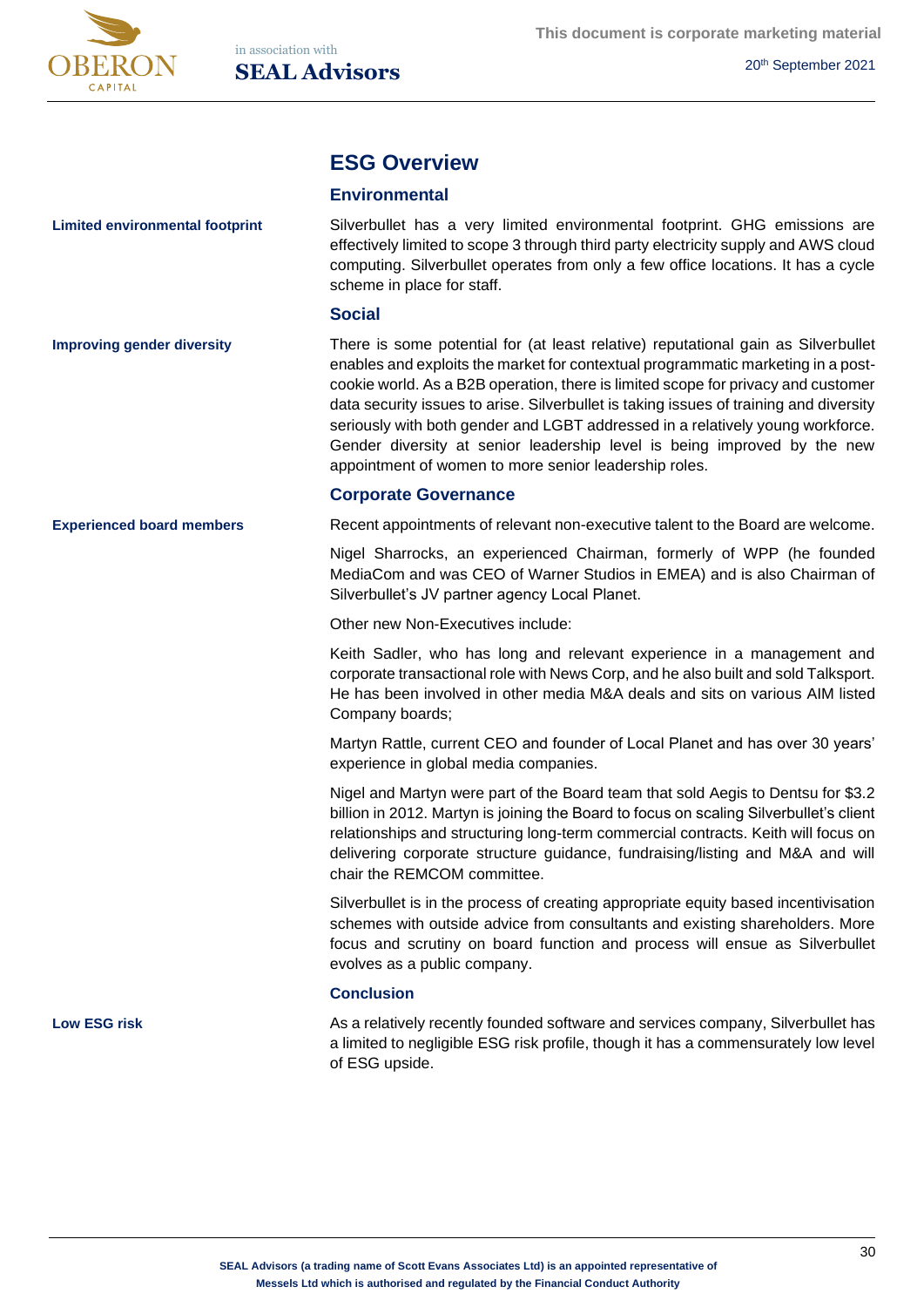## ESG Overview

### Environmental

**Limited environmental footprint**

Silverbullet has a very limited environmental footprint. GHG emissions are effectively limited to scope 3 through third party electricity supply and AWS cloud computing. Silverbullet operates from only a few office locations. It has a cycle scheme in place for staff.

### Social

**Improving gender diversity**

There is some potential for (at least relative) reputational gain as Silverbullet enables and exploits the market for contextual programmatic marketing in a post-cookie world. As a B2B operation, there is limited scope for privacy and customer data security issues to arise. Silverbullet is taking issues of training and diversity seriously with both gender and LGBT addressed in a relatively young workforce. Gender diversity at senior leadership level is being improved by the new appointment of women to more senior leadership roles.

### Corporate Governance

**Experienced board members**

Recent appointments of relevant non-executive talent to the Board are welcome.

Nigel Sharrocks, an experienced Chairman, formerly of WPP (he founded MediaCom and was CEO of Warner Studios in EMEA) and is also Chairman of Silverbullet's JV partner agency Local Planet.

Other new Non-Executives include:

Keith Sadler, who has long and relevant experience in a management and corporate transactional role with News Corp, and he also built and sold Talksport. He has been involved in other media M&A deals and sits on various AIM listed Company boards;

Martyn Rattle, current CEO and founder of Local Planet and has over 30 years' experience in global media companies.

Nigel and Martyn were part of the Board team that sold Aegis to Dentsu for $3.2 billion in 2012. Martyn is joining the Board to focus on scaling Silverbullet's client relationships and structuring long-term commercial contracts. Keith will focus on delivering corporate structure guidance, fundraising/listing and M&A and will chair the REMCOM committee.

Silverbullet is in the process of creating appropriate equity based incentivisation schemes with outside advice from consultants and existing shareholders. More focus and scrutiny on board function and process will ensue as Silverbullet evolves as a public company.

### Conclusion

**Low ESG risk**

As a relatively recently founded software and services company, Silverbullet has a limited to negligible ESG risk profile, though it has a commensurately low level of ESG upside.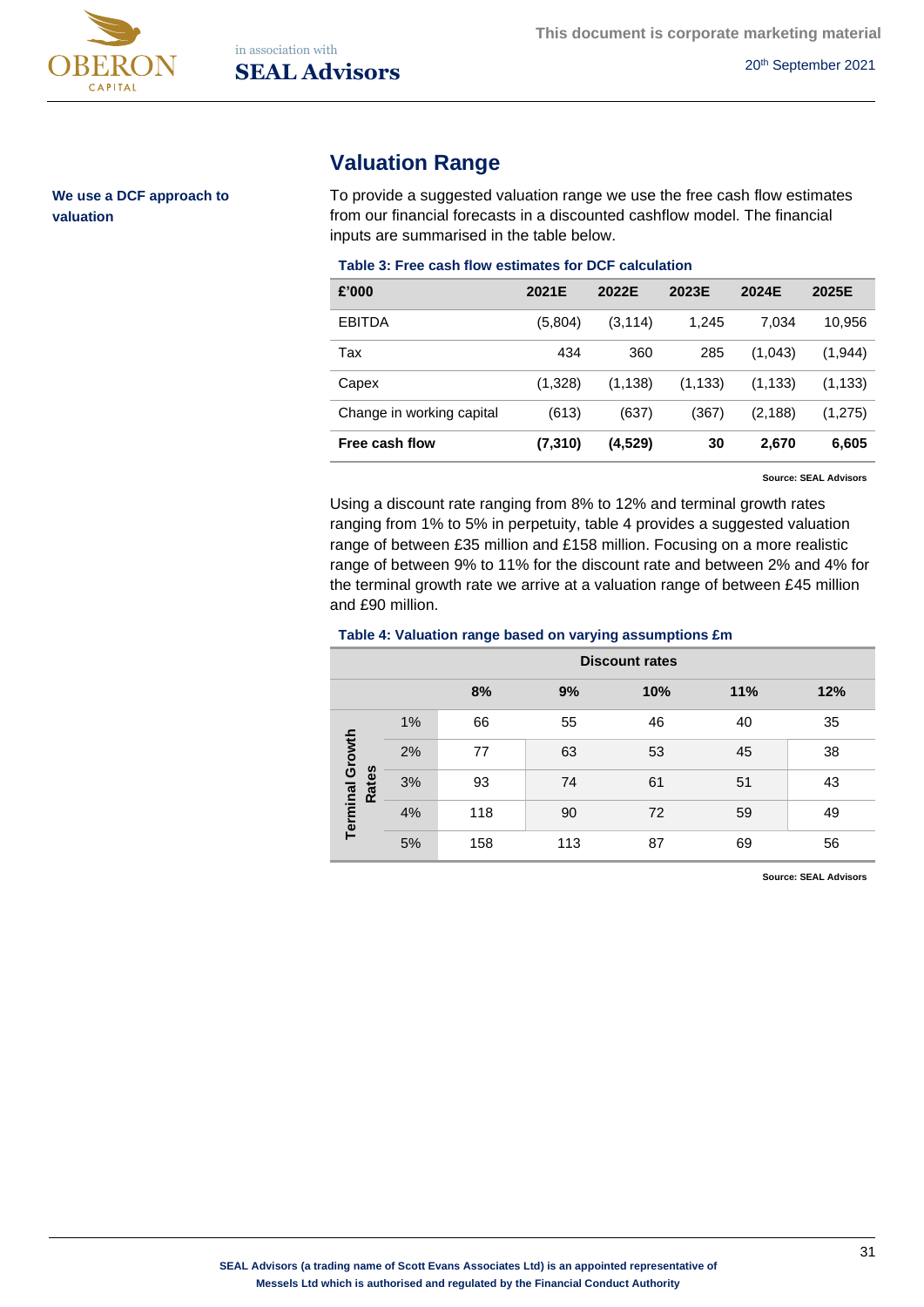## Valuation Range

**We use a DCF approach to valuation**

To provide a suggested valuation range we use the free cash flow estimates from our financial forecasts in a discounted cashflow model. The financial inputs are summarised in the table below.

**Table 3: Free cash flow estimates for DCF calculation**

| £'000 | 2021E | 2022E | 2023E | 2024E | 2025E |
|---|---|---|---|---|---|
| EBITDA | (5,804) | (3,114) | 1,245 | 7,034 | 10,956 |
| Tax | 434 | 360 | 285 | (1,043) | (1,944) |
| Capex | (1,328) | (1,138) | (1,133) | (1,133) | (1,133) |
| Change in working capital | (613) | (637) | (367) | (2,188) | (1,275) |
| **Free cash flow** | **(7,310)** | **(4,529)** | **30** | **2,670** | **6,605** |

Source: SEAL Advisors

Using a discount rate ranging from 8% to 12% and terminal growth rates ranging from 1% to 5% in perpetuity, table 4 provides a suggested valuation range of between £35 million and £158 million. Focusing on a more realistic range of between 9% to 11% for the discount rate and between 2% and 4% for the terminal growth rate we arrive at a valuation range of between £45 million and £90 million.

**Table 4: Valuation range based on varying assumptions £m**

| | | Discount rates | | | | |
|---|---|---|---|---|---|---|
| | | **8%** | **9%** | **10%** | **11%** | **12%** |
| Terminal Growth Rates | 1% | 66 | 55 | 46 | 40 | 35 |
| | 2% | 77 | 63 | 53 | 45 | 38 |
| | 3% | 93 | 74 | 61 | 51 | 43 |
| | 4% | 118 | 90 | 72 | 59 | 49 |
| | 5% | 158 | 113 | 87 | 69 | 56 |

Source: SEAL Advisors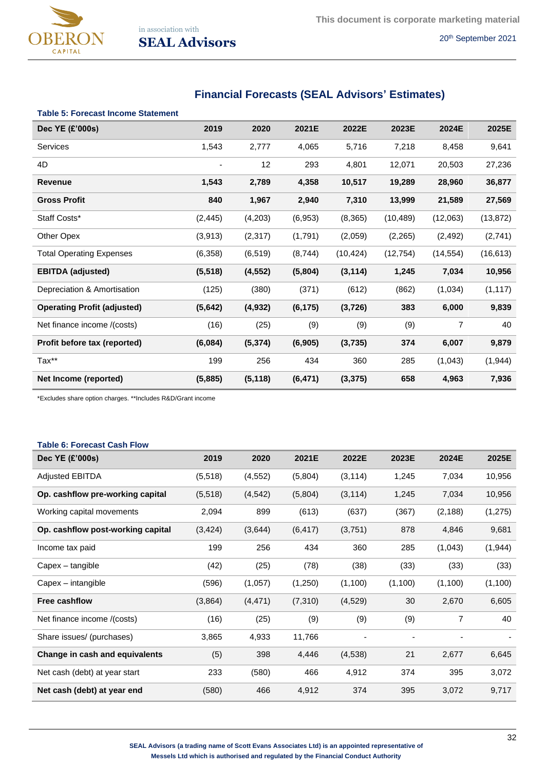## Financial Forecasts (SEAL Advisors' Estimates)

**Table 5: Forecast Income Statement**

| Dec YE (£'000s) | 2019 | 2020 | 2021E | 2022E | 2023E | 2024E | 2025E |
|---|---|---|---|---|---|---|---|
| Services | 1,543 | 2,777 | 4,065 | 5,716 | 7,218 | 8,458 | 9,641 |
| 4D | - | 12 | 293 | 4,801 | 12,071 | 20,503 | 27,236 |
| **Revenue** | **1,543** | **2,789** | **4,358** | **10,517** | **19,289** | **28,960** | **36,877** |
| **Gross Profit** | **840** | **1,967** | **2,940** | **7,310** | **13,999** | **21,589** | **27,569** |
| Staff Costs* | (2,445) | (4,203) | (6,953) | (8,365) | (10,489) | (12,063) | (13,872) |
| Other Opex | (3,913) | (2,317) | (1,791) | (2,059) | (2,265) | (2,492) | (2,741) |
| Total Operating Expenses | (6,358) | (6,519) | (8,744) | (10,424) | (12,754) | (14,554) | (16,613) |
| **EBITDA (adjusted)** | **(5,518)** | **(4,552)** | **(5,804)** | **(3,114)** | **1,245** | **7,034** | **10,956** |
| Depreciation & Amortisation | (125) | (380) | (371) | (612) | (862) | (1,034) | (1,117) |
| **Operating Profit (adjusted)** | **(5,642)** | **(4,932)** | **(6,175)** | **(3,726)** | **383** | **6,000** | **9,839** |
| Net finance income /(costs) | (16) | (25) | (9) | (9) | (9) | 7 | 40 |
| **Profit before tax (reported)** | **(6,084)** | **(5,374)** | **(6,905)** | **(3,735)** | **374** | **6,007** | **9,879** |
| Tax** | 199 | 256 | 434 | 360 | 285 | (1,043) | (1,944) |
| **Net Income (reported)** | **(5,885)** | **(5,118)** | **(6,471)** | **(3,375)** | **658** | **4,963** | **7,936** |

*Excludes share option charges. **Includes R&D/Grant income

**Table 6: Forecast Cash Flow**

| Dec YE (£'000s) | 2019 | 2020 | 2021E | 2022E | 2023E | 2024E | 2025E |
|---|---|---|---|---|---|---|---|
| Adjusted EBITDA | (5,518) | (4,552) | (5,804) | (3,114) | 1,245 | 7,034 | 10,956 |
| **Op. cashflow pre-working capital** | (5,518) | (4,542) | (5,804) | (3,114) | 1,245 | 7,034 | 10,956 |
| Working capital movements | 2,094 | 899 | (613) | (637) | (367) | (2,188) | (1,275) |
| **Op. cashflow post-working capital** | (3,424) | (3,644) | (6,417) | (3,751) | 878 | 4,846 | 9,681 |
| Income tax paid | 199 | 256 | 434 | 360 | 285 | (1,043) | (1,944) |
| Capex – tangible | (42) | (25) | (78) | (38) | (33) | (33) | (33) |
| Capex – intangible | (596) | (1,057) | (1,250) | (1,100) | (1,100) | (1,100) | (1,100) |
| **Free cashflow** | (3,864) | (4,471) | (7,310) | (4,529) | 30 | 2,670 | 6,605 |
| Net finance income /(costs) | (16) | (25) | (9) | (9) | (9) | 7 | 40 |
| Share issues/ (purchases) | 3,865 | 4,933 | 11,766 | - | - | - | - |
| **Change in cash and equivalents** | (5) | 398 | 4,446 | (4,538) | 21 | 2,677 | 6,645 |
| Net cash (debt) at year start | 233 | (580) | 466 | 4,912 | 374 | 395 | 3,072 |
| **Net cash (debt) at year end** | (580) | 466 | 4,912 | 374 | 395 | 3,072 | 9,717 |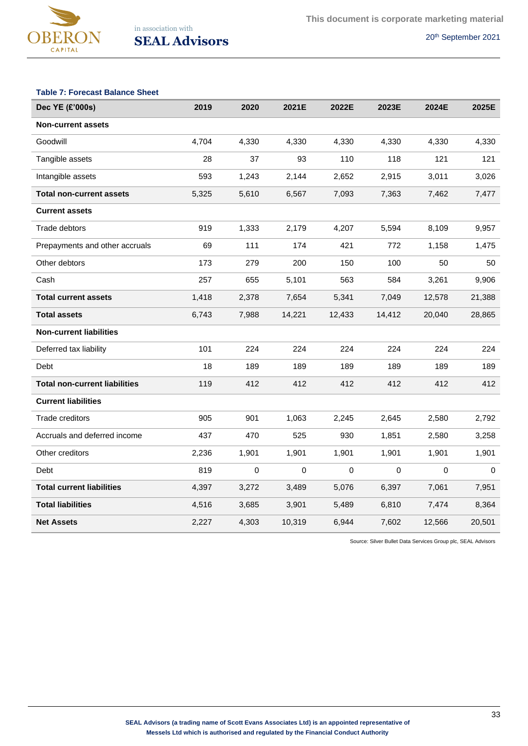**Table 7: Forecast Balance Sheet**

| Dec YE (£'000s) | 2019 | 2020 | 2021E | 2022E | 2023E | 2024E | 2025E |
|---|---|---|---|---|---|---|---|
| **Non-current assets** | | | | | | | |
| Goodwill | 4,704 | 4,330 | 4,330 | 4,330 | 4,330 | 4,330 | 4,330 |
| Tangible assets | 28 | 37 | 93 | 110 | 118 | 121 | 121 |
| Intangible assets | 593 | 1,243 | 2,144 | 2,652 | 2,915 | 3,011 | 3,026 |
| **Total non-current assets** | 5,325 | 5,610 | 6,567 | 7,093 | 7,363 | 7,462 | 7,477 |
| **Current assets** | | | | | | | |
| Trade debtors | 919 | 1,333 | 2,179 | 4,207 | 5,594 | 8,109 | 9,957 |
| Prepayments and other accruals | 69 | 111 | 174 | 421 | 772 | 1,158 | 1,475 |
| Other debtors | 173 | 279 | 200 | 150 | 100 | 50 | 50 |
| Cash | 257 | 655 | 5,101 | 563 | 584 | 3,261 | 9,906 |
| **Total current assets** | 1,418 | 2,378 | 7,654 | 5,341 | 7,049 | 12,578 | 21,388 |
| **Total assets** | 6,743 | 7,988 | 14,221 | 12,433 | 14,412 | 20,040 | 28,865 |
| **Non-current liabilities** | | | | | | | |
| Deferred tax liability | 101 | 224 | 224 | 224 | 224 | 224 | 224 |
| Debt | 18 | 189 | 189 | 189 | 189 | 189 | 189 |
| **Total non-current liabilities** | 119 | 412 | 412 | 412 | 412 | 412 | 412 |
| **Current liabilities** | | | | | | | |
| Trade creditors | 905 | 901 | 1,063 | 2,245 | 2,645 | 2,580 | 2,792 |
| Accruals and deferred income | 437 | 470 | 525 | 930 | 1,851 | 2,580 | 3,258 |
| Other creditors | 2,236 | 1,901 | 1,901 | 1,901 | 1,901 | 1,901 | 1,901 |
| Debt | 819 | 0 | 0 | 0 | 0 | 0 | 0 |
| **Total current liabilities** | 4,397 | 3,272 | 3,489 | 5,076 | 6,397 | 7,061 | 7,951 |
| **Total liabilities** | 4,516 | 3,685 | 3,901 | 5,489 | 6,810 | 7,474 | 8,364 |
| **Net Assets** | 2,227 | 4,303 | 10,319 | 6,944 | 7,602 | 12,566 | 20,501 |

Source: Silver Bullet Data Services Group plc, SEAL Advisors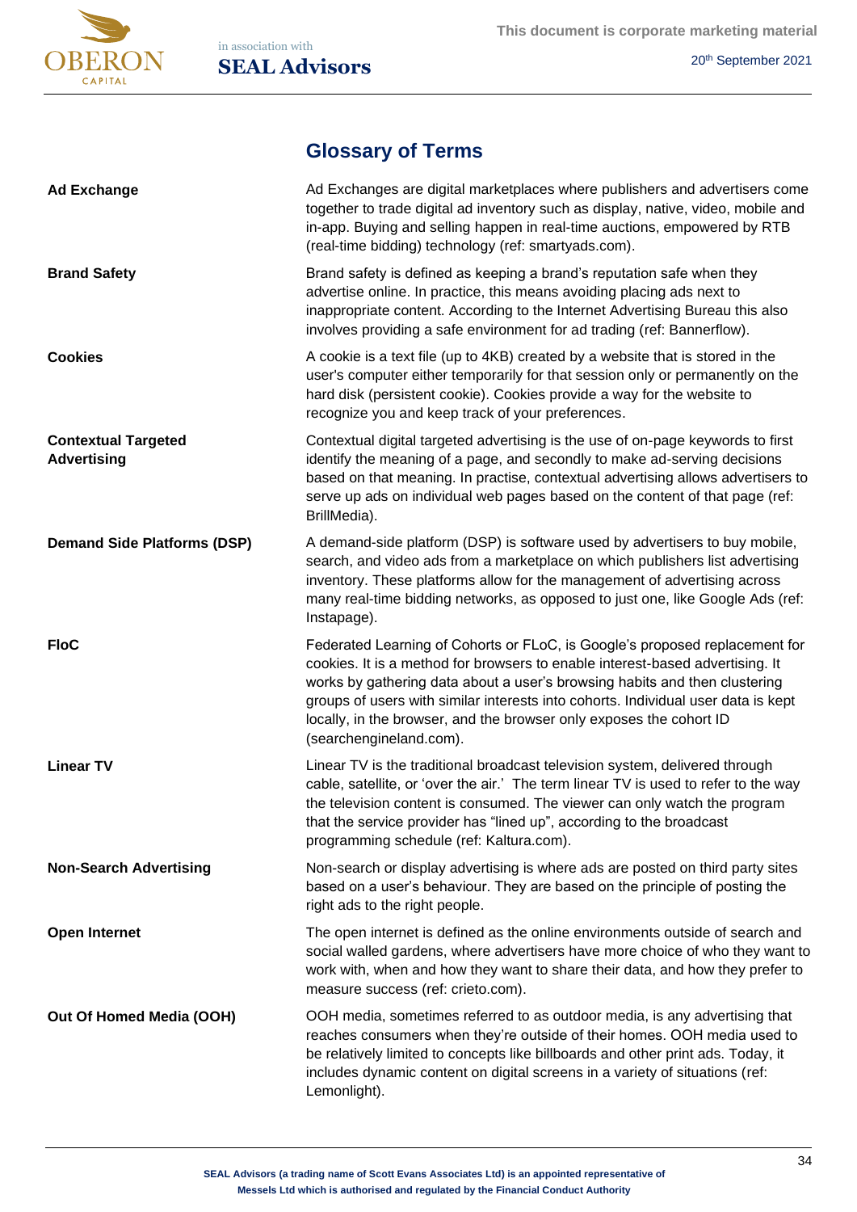## Glossary of Terms

| | |
|---|---|
| **Ad Exchange** | Ad Exchanges are digital marketplaces where publishers and advertisers come together to trade digital ad inventory such as display, native, video, mobile and in-app. Buying and selling happen in real-time auctions, empowered by RTB (real-time bidding) technology (ref: smartyads.com). |
| **Brand Safety** | Brand safety is defined as keeping a brand's reputation safe when they advertise online. In practice, this means avoiding placing ads next to inappropriate content. According to the Internet Advertising Bureau this also involves providing a safe environment for ad trading (ref: Bannerflow). |
| **Cookies** | A cookie is a text file (up to 4KB) created by a website that is stored in the user's computer either temporarily for that session only or permanently on the hard disk (persistent cookie). Cookies provide a way for the website to recognize you and keep track of your preferences. |
| **Contextual Targeted Advertising** | Contextual digital targeted advertising is the use of on-page keywords to first identify the meaning of a page, and secondly to make ad-serving decisions based on that meaning. In practise, contextual advertising allows advertisers to serve up ads on individual web pages based on the content of that page (ref: BrillMedia). |
| **Demand Side Platforms (DSP)** | A demand-side platform (DSP) is software used by advertisers to buy mobile, search, and video ads from a marketplace on which publishers list advertising inventory. These platforms allow for the management of advertising across many real-time bidding networks, as opposed to just one, like Google Ads (ref: Instapage). |
| **FloC** | Federated Learning of Cohorts or FLoC, is Google's proposed replacement for cookies. It is a method for browsers to enable interest-based advertising. It works by gathering data about a user's browsing habits and then clustering groups of users with similar interests into cohorts. Individual user data is kept locally, in the browser, and the browser only exposes the cohort ID (searchengineland.com). |
| **Linear TV** | Linear TV is the traditional broadcast television system, delivered through cable, satellite, or 'over the air.' The term linear TV is used to refer to the way the television content is consumed. The viewer can only watch the program that the service provider has "lined up", according to the broadcast programming schedule (ref: Kaltura.com). |
| **Non-Search Advertising** | Non-search or display advertising is where ads are posted on third party sites based on a user's behaviour. They are based on the principle of posting the right ads to the right people. |
| **Open Internet** | The open internet is defined as the online environments outside of search and social walled gardens, where advertisers have more choice of who they want to work with, when and how they want to share their data, and how they prefer to measure success (ref: crieto.com). |
| **Out Of Homed Media (OOH)** | OOH media, sometimes referred to as outdoor media, is any advertising that reaches consumers when they're outside of their homes. OOH media used to be relatively limited to concepts like billboards and other print ads. Today, it includes dynamic content on digital screens in a variety of situations (ref: Lemonlight). |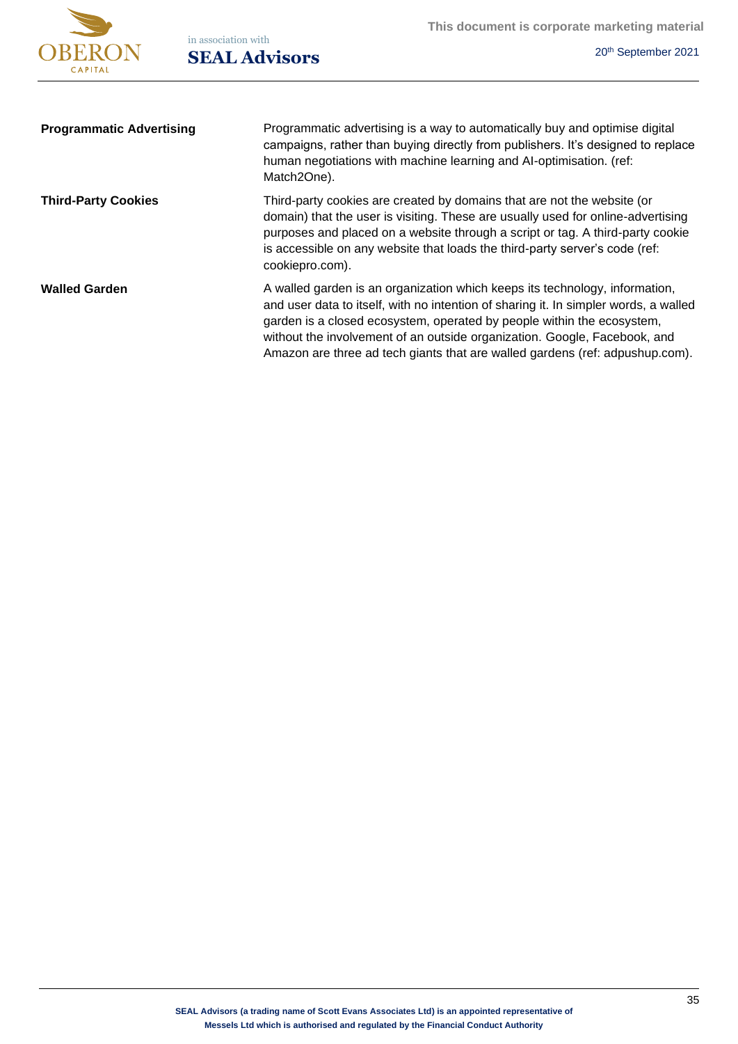| | |
|---|---|
| **Programmatic Advertising** | Programmatic advertising is a way to automatically buy and optimise digital campaigns, rather than buying directly from publishers. It's designed to replace human negotiations with machine learning and AI-optimisation. (ref: Match2One). |
| **Third-Party Cookies** | Third-party cookies are created by domains that are not the website (or domain) that the user is visiting. These are usually used for online-advertising purposes and placed on a website through a script or tag. A third-party cookie is accessible on any website that loads the third-party server's code (ref: cookiepro.com). |
| **Walled Garden** | A walled garden is an organization which keeps its technology, information, and user data to itself, with no intention of sharing it. In simpler words, a walled garden is a closed ecosystem, operated by people within the ecosystem, without the involvement of an outside organization. Google, Facebook, and Amazon are three ad tech giants that are walled gardens (ref: adpushup.com). |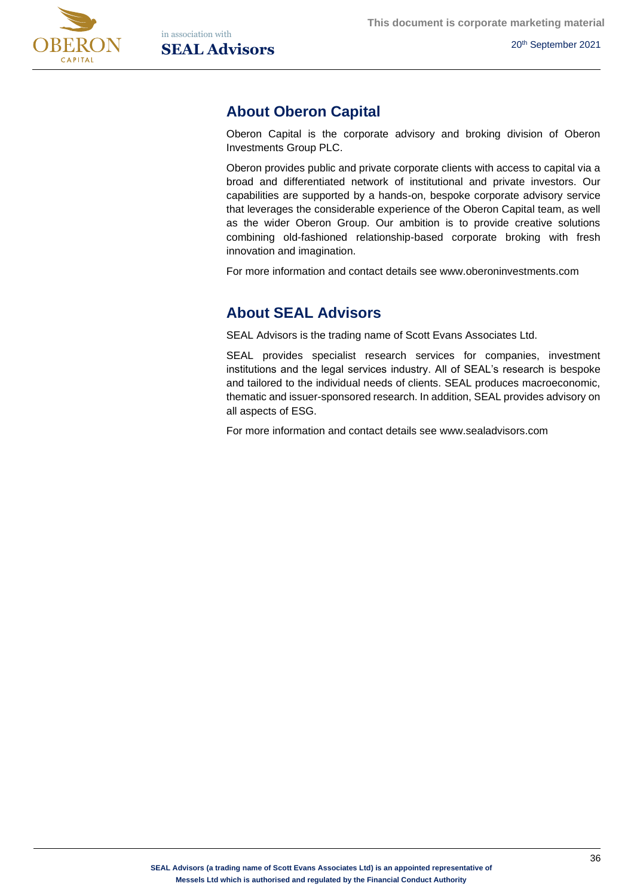## About Oberon Capital

Oberon Capital is the corporate advisory and broking division of Oberon Investments Group PLC.

Oberon provides public and private corporate clients with access to capital via a broad and differentiated network of institutional and private investors. Our capabilities are supported by a hands-on, bespoke corporate advisory service that leverages the considerable experience of the Oberon Capital team, as well as the wider Oberon Group. Our ambition is to provide creative solutions combining old-fashioned relationship-based corporate broking with fresh innovation and imagination.

For more information and contact details see www.oberoninvestments.com

## About SEAL Advisors

SEAL Advisors is the trading name of Scott Evans Associates Ltd.

SEAL provides specialist research services for companies, investment institutions and the legal services industry. All of SEAL's research is bespoke and tailored to the individual needs of clients. SEAL produces macroeconomic, thematic and issuer-sponsored research. In addition, SEAL provides advisory on all aspects of ESG.

For more information and contact details see www.sealadvisors.com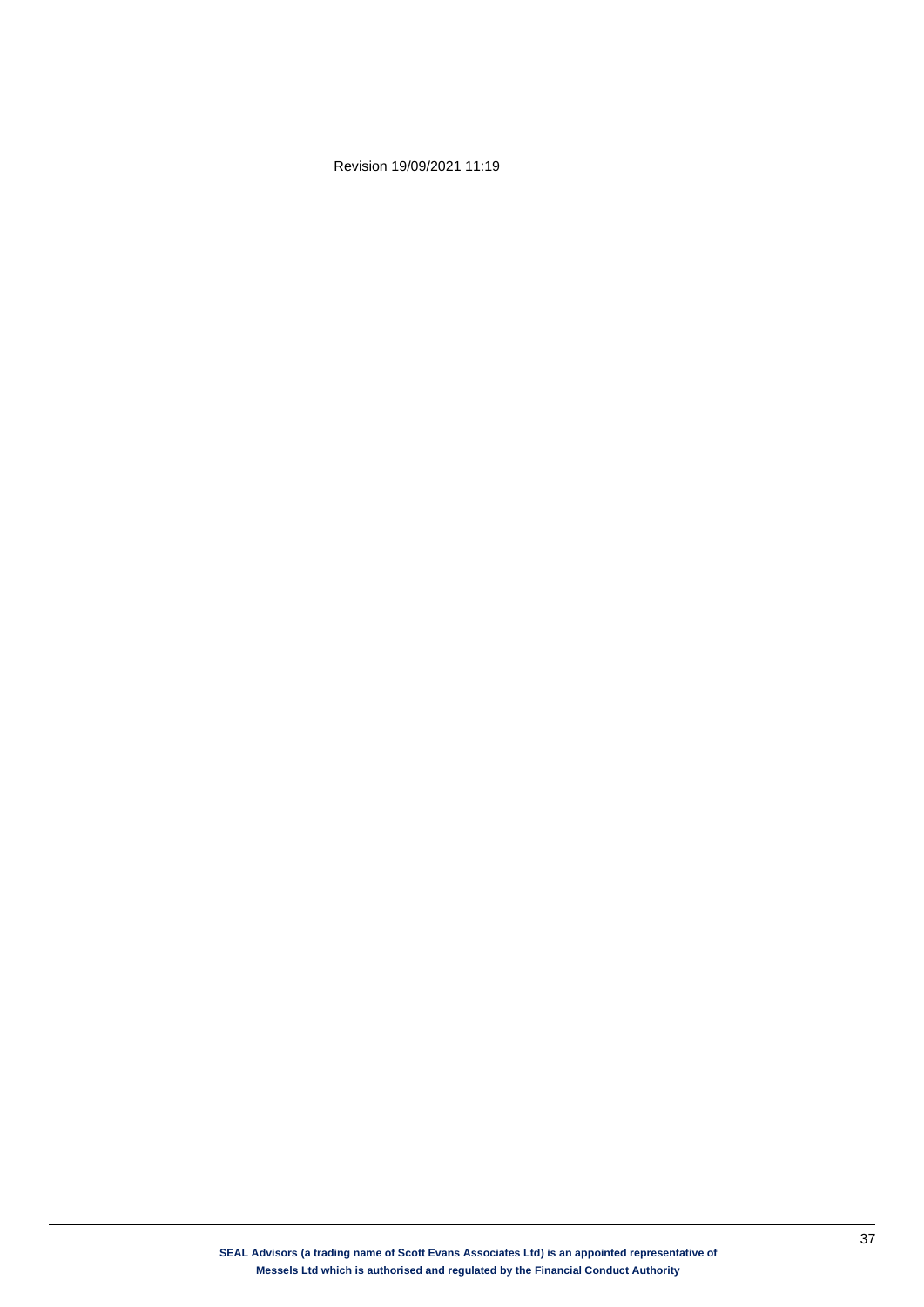Revision 19/09/2021 11:19